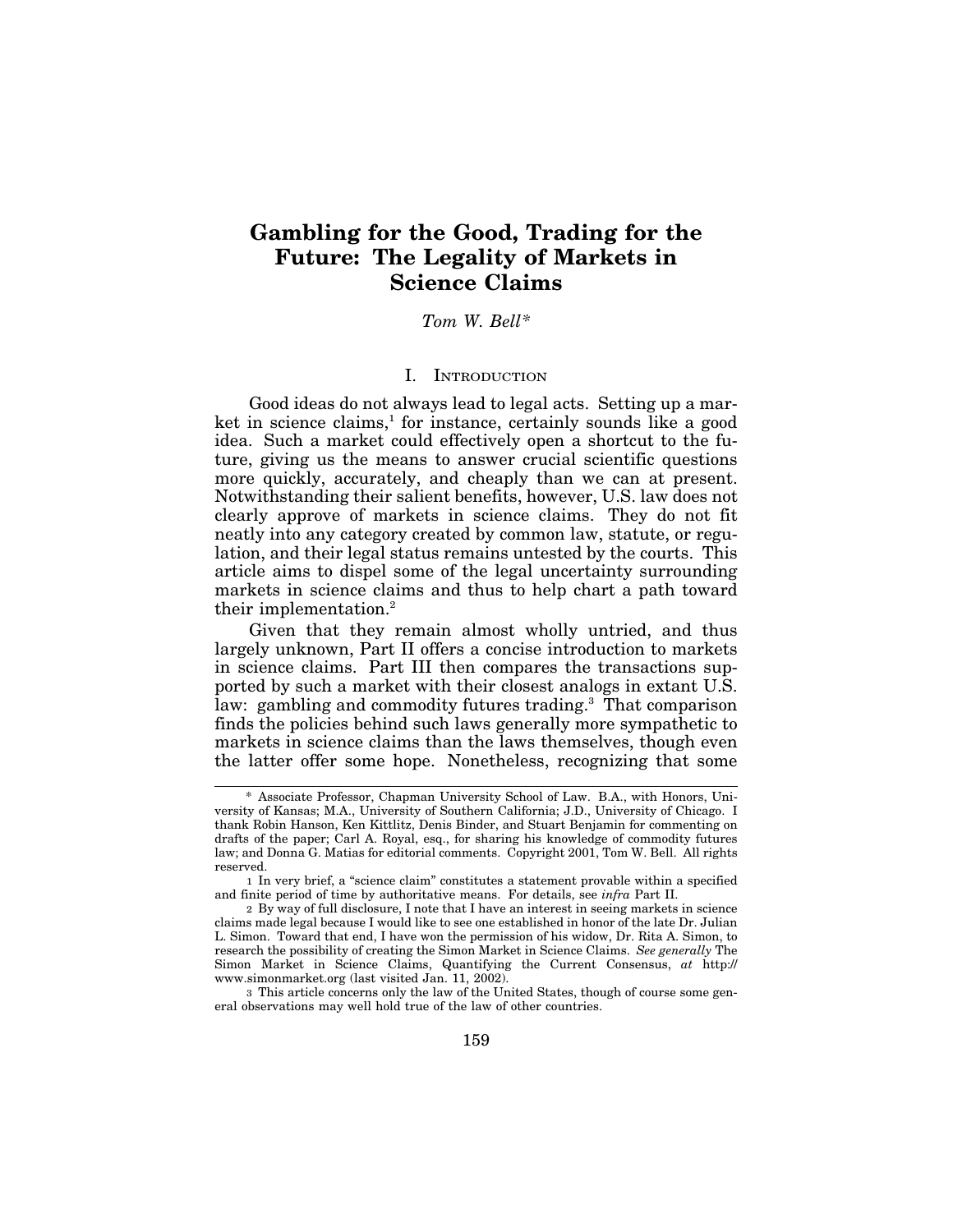# Gambling for the Good, Trading for the Future: The Legality of Markets in Science Claims

*Tom W. Bell\**

## I. Introduction

Good ideas do not always lead to legal acts. Setting up a market in science claims,[1] for instance, certainly sounds like a good idea. Such a market could effectively open a shortcut to the future, giving us the means to answer crucial scientific questions more quickly, accurately, and cheaply than we can at present. Notwithstanding their salient benefits, however, U.S. law does not clearly approve of markets in science claims. They do not fit neatly into any category created by common law, statute, or regulation, and their legal status remains untested by the courts. This article aims to dispel some of the legal uncertainty surrounding markets in science claims and thus to help chart a path toward their implementation.[2]

Given that they remain almost wholly untried, and thus largely unknown, Part II offers a concise introduction to markets in science claims. Part III then compares the transactions supported by such a market with their closest analogs in extant U.S. law: gambling and commodity futures trading.[3] That comparison finds the policies behind such laws generally more sympathetic to markets in science claims than the laws themselves, though even the latter offer some hope. Nonetheless, recognizing that some

---

\* Associate Professor, Chapman University School of Law. B.A., with Honors, University of Kansas; M.A., University of Southern California; J.D., University of Chicago. I thank Robin Hanson, Ken Kittlitz, Denis Binder, and Stuart Benjamin for commenting on drafts of the paper; Carl A. Royal, esq., for sharing his knowledge of commodity futures law; and Donna G. Matias for editorial comments. Copyright 2001, Tom W. Bell. All rights reserved.

1 In very brief, a "science claim" constitutes a statement provable within a specified and finite period of time by authoritative means. For details, see *infra* Part II.

2 By way of full disclosure, I note that I have an interest in seeing markets in science claims made legal because I would like to see one established in honor of the late Dr. Julian L. Simon. Toward that end, I have won the permission of his widow, Dr. Rita A. Simon, to research the possibility of creating the Simon Market in Science Claims. *See generally* The Simon Market in Science Claims, Quantifying the Current Consensus, *at* http://www.simonmarket.org (last visited Jan. 11, 2002).

3 This article concerns only the law of the United States, though of course some general observations may well hold true of the law of other countries.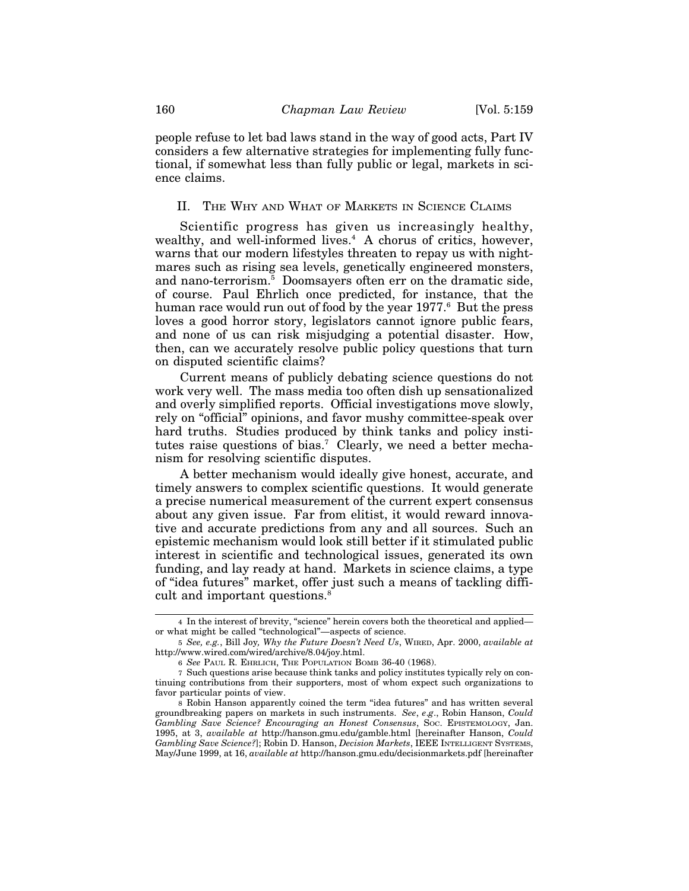people refuse to let bad laws stand in the way of good acts, Part IV considers a few alternative strategies for implementing fully functional, if somewhat less than fully public or legal, markets in science claims.

## II. The Why and What of Markets in Science Claims

Scientific progress has given us increasingly healthy, wealthy, and well-informed lives.[4] A chorus of critics, however, warns that our modern lifestyles threaten to repay us with nightmares such as rising sea levels, genetically engineered monsters, and nano-terrorism.[5] Doomsayers often err on the dramatic side, of course. Paul Ehrlich once predicted, for instance, that the human race would run out of food by the year 1977.[6] But the press loves a good horror story, legislators cannot ignore public fears, and none of us can risk misjudging a potential disaster. How, then, can we accurately resolve public policy questions that turn on disputed scientific claims?

Current means of publicly debating science questions do not work very well. The mass media too often dish up sensationalized and overly simplified reports. Official investigations move slowly, rely on "official" opinions, and favor mushy committee-speak over hard truths. Studies produced by think tanks and policy institutes raise questions of bias.[7] Clearly, we need a better mechanism for resolving scientific disputes.

A better mechanism would ideally give honest, accurate, and timely answers to complex scientific questions. It would generate a precise numerical measurement of the current expert consensus about any given issue. Far from elitist, it would reward innovative and accurate predictions from any and all sources. Such an epistemic mechanism would look still better if it stimulated public interest in scientific and technological issues, generated its own funding, and lay ready at hand. Markets in science claims, a type of "idea futures" market, offer just such a means of tackling difficult and important questions.[8]

---

4 In the interest of brevity, "science" herein covers both the theoretical and applied—or what might be called "technological"—aspects of science.

5 *See, e.g.*, Bill Joy, *Why the Future Doesn't Need Us*, WIRED, Apr. 2000, *available at* http://www.wired.com/wired/archive/8.04/joy.html.

6 *See* PAUL R. EHRLICH, THE POPULATION BOMB 36-40 (1968).

7 Such questions arise because think tanks and policy institutes typically rely on continuing contributions from their supporters, most of whom expect such organizations to favor particular points of view.

8 Robin Hanson apparently coined the term "idea futures" and has written several groundbreaking papers on markets in such instruments. *See*, *e.g*., Robin Hanson, *Could Gambling Save Science? Encouraging an Honest Consensus*, SOC. EPISTEMOLOGY, Jan. 1995, at 3, *available at* http://hanson.gmu.edu/gamble.html [hereinafter Hanson, *Could Gambling Save Science?*]; Robin D. Hanson, *Decision Markets*, IEEE INTELLIGENT SYSTEMS, May/June 1999, at 16, *available at* http://hanson.gmu.edu/decisionmarkets.pdf [hereinafter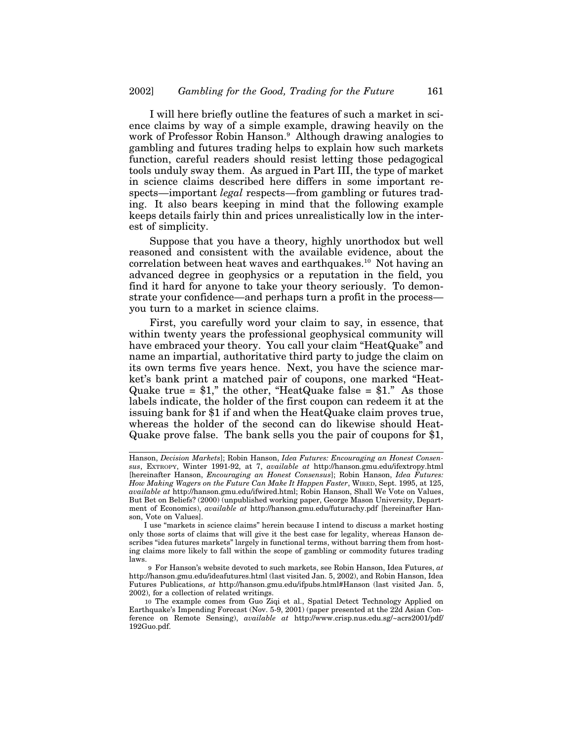I will here briefly outline the features of such a market in science claims by way of a simple example, drawing heavily on the work of Professor Robin Hanson.[9] Although drawing analogies to gambling and futures trading helps to explain how such markets function, careful readers should resist letting those pedagogical tools unduly sway them. As argued in Part III, the type of market in science claims described here differs in some important respects—important *legal* respects—from gambling or futures trading. It also bears keeping in mind that the following example keeps details fairly thin and prices unrealistically low in the interest of simplicity.

Suppose that you have a theory, highly unorthodox but well reasoned and consistent with the available evidence, about the correlation between heat waves and earthquakes.[10] Not having an advanced degree in geophysics or a reputation in the field, you find it hard for anyone to take your theory seriously. To demonstrate your confidence—and perhaps turn a profit in the process—you turn to a market in science claims.

First, you carefully word your claim to say, in essence, that within twenty years the professional geophysical community will have embraced your theory. You call your claim "HeatQuake" and name an impartial, authoritative third party to judge the claim on its own terms five years hence. Next, you have the science market's bank print a matched pair of coupons, one marked "HeatQuake true = $1," the other, "HeatQuake false = $1." As those labels indicate, the holder of the first coupon can redeem it at the issuing bank for $1 if and when the HeatQuake claim proves true, whereas the holder of the second can do likewise should HeatQuake prove false. The bank sells you the pair of coupons for $1,

---

Hanson, *Decision Markets*]; Robin Hanson, *Idea Futures: Encouraging an Honest Consensus*, EXTROPY, Winter 1991-92, at 7, *available at* http://hanson.gmu.edu/ifextropy.html [hereinafter Hanson, *Encouraging an Honest Consensus*]; Robin Hanson, *Idea Futures: How Making Wagers on the Future Can Make It Happen Faster*, WIRED, Sept. 1995, at 125, *available at* http://hanson.gmu.edu/ifwired.html; Robin Hanson, Shall We Vote on Values, But Bet on Beliefs? (2000) (unpublished working paper, George Mason University, Department of Economics), *available at* http://hanson.gmu.edu/futurachy.pdf [hereinafter Hanson, Vote on Values].

I use "markets in science claims" herein because I intend to discuss a market hosting only those sorts of claims that will give it the best case for legality, whereas Hanson describes "idea futures markets" largely in functional terms, without barring them from hosting claims more likely to fall within the scope of gambling or commodity futures trading laws.

9 For Hanson's website devoted to such markets, see Robin Hanson, Idea Futures, *at* http://hanson.gmu.edu/ideafutures.html (last visited Jan. 5, 2002), and Robin Hanson, Idea Futures Publications, *at* http://hanson.gmu.edu/ifpubs.html#Hanson (last visited Jan. 5, 2002), for a collection of related writings.

10 The example comes from Guo Ziqi et al., Spatial Detect Technology Applied on Earthquake's Impending Forecast (Nov. 5-9, 2001) (paper presented at the 22d Asian Conference on Remote Sensing), *available at* http://www.crisp.nus.edu.sg/~acrs2001/pdf/192Guo.pdf.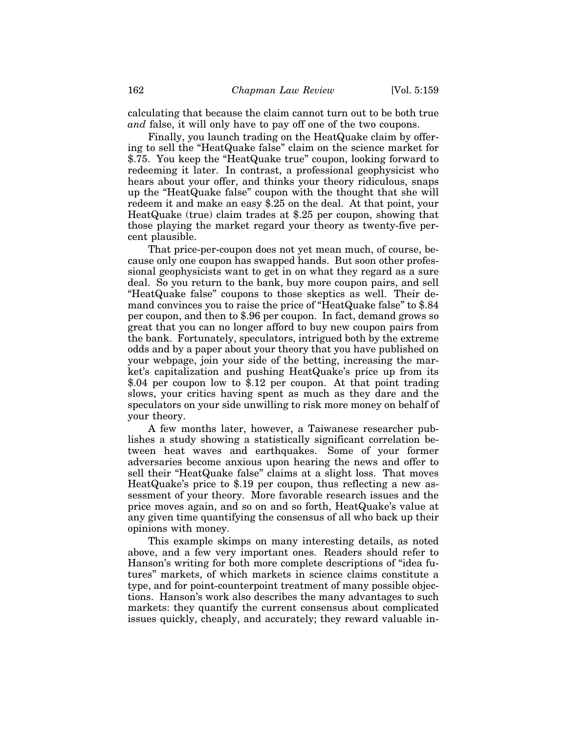calculating that because the claim cannot turn out to be both true *and* false, it will only have to pay off one of the two coupons.

Finally, you launch trading on the HeatQuake claim by offering to sell the "HeatQuake false" claim on the science market for $.75. You keep the "HeatQuake true" coupon, looking forward to redeeming it later. In contrast, a professional geophysicist who hears about your offer, and thinks your theory ridiculous, snaps up the "HeatQuake false" coupon with the thought that she will redeem it and make an easy $.25 on the deal. At that point, your HeatQuake (true) claim trades at $.25 per coupon, showing that those playing the market regard your theory as twenty-five percent plausible.

That price-per-coupon does not yet mean much, of course, because only one coupon has swapped hands. But soon other professional geophysicists want to get in on what they regard as a sure deal. So you return to the bank, buy more coupon pairs, and sell "HeatQuake false" coupons to those skeptics as well. Their demand convinces you to raise the price of "HeatQuake false" to $.84 per coupon, and then to $.96 per coupon. In fact, demand grows so great that you can no longer afford to buy new coupon pairs from the bank. Fortunately, speculators, intrigued both by the extreme odds and by a paper about your theory that you have published on your webpage, join your side of the betting, increasing the market's capitalization and pushing HeatQuake's price up from its $.04 per coupon low to $.12 per coupon. At that point trading slows, your critics having spent as much as they dare and the speculators on your side unwilling to risk more money on behalf of your theory.

A few months later, however, a Taiwanese researcher publishes a study showing a statistically significant correlation between heat waves and earthquakes. Some of your former adversaries become anxious upon hearing the news and offer to sell their "HeatQuake false" claims at a slight loss. That moves HeatQuake's price to $.19 per coupon, thus reflecting a new assessment of your theory. More favorable research issues and the price moves again, and so on and so forth, HeatQuake's value at any given time quantifying the consensus of all who back up their opinions with money.

This example skimps on many interesting details, as noted above, and a few very important ones. Readers should refer to Hanson's writing for both more complete descriptions of "idea futures" markets, of which markets in science claims constitute a type, and for point-counterpoint treatment of many possible objections. Hanson's work also describes the many advantages to such markets: they quantify the current consensus about complicated issues quickly, cheaply, and accurately; they reward valuable in-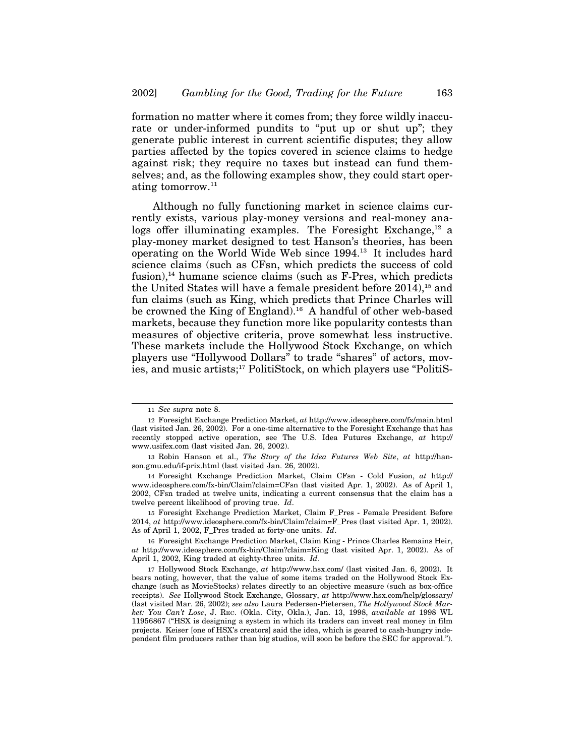formation no matter where it comes from; they force wildly inaccurate or under-informed pundits to "put up or shut up"; they generate public interest in current scientific disputes; they allow parties affected by the topics covered in science claims to hedge against risk; they require no taxes but instead can fund themselves; and, as the following examples show, they could start operating tomorrow.[11]

Although no fully functioning market in science claims currently exists, various play-money versions and real-money analogs offer illuminating examples. The Foresight Exchange,[12] a play-money market designed to test Hanson's theories, has been operating on the World Wide Web since 1994.[13] It includes hard science claims (such as CFsn, which predicts the success of cold fusion),[14] humane science claims (such as F-Pres, which predicts the United States will have a female president before 2014),[15] and fun claims (such as King, which predicts that Prince Charles will be crowned the King of England).[16] A handful of other web-based markets, because they function more like popularity contests than measures of objective criteria, prove somewhat less instructive. These markets include the Hollywood Stock Exchange, on which players use "Hollywood Dollars" to trade "shares" of actors, movies, and music artists;[17] PolitiStock, on which players use "PolitiS-

---

11 *See supra* note 8.

12 Foresight Exchange Prediction Market, *at* http://www.ideosphere.com/fx/main.html (last visited Jan. 26, 2002). For a one-time alternative to the Foresight Exchange that has recently stopped active operation, see The U.S. Idea Futures Exchange, *at* http://www.usifex.com (last visited Jan. 26, 2002).

13 Robin Hanson et al., *The Story of the Idea Futures Web Site*, *at* http://hanson.gmu.edu/if-prix.html (last visited Jan. 26, 2002).

14 Foresight Exchange Prediction Market, Claim CFsn - Cold Fusion, *at* http://www.ideosphere.com/fx-bin/Claim?claim=CFsn (last visited Apr. 1, 2002). As of April 1, 2002, CFsn traded at twelve units, indicating a current consensus that the claim has a twelve percent likelihood of proving true. *Id*.

15 Foresight Exchange Prediction Market, Claim F_Pres - Female President Before 2014, *at* http://www.ideosphere.com/fx-bin/Claim?claim=F_Pres (last visited Apr. 1, 2002). As of April 1, 2002, F_Pres traded at forty-one units. *Id*.

16 Foresight Exchange Prediction Market, Claim King - Prince Charles Remains Heir, *at* http://www.ideosphere.com/fx-bin/Claim?claim=King (last visited Apr. 1, 2002). As of April 1, 2002, King traded at eighty-three units. *Id*.

17 Hollywood Stock Exchange, *at* http://www.hsx.com/ (last visited Jan. 6, 2002). It bears noting, however, that the value of some items traded on the Hollywood Stock Exchange (such as MovieStocks) relates directly to an objective measure (such as box-office receipts). *See* Hollywood Stock Exchange, Glossary, *at* http://www.hsx.com/help/glossary/ (last visited Mar. 26, 2002); *see also* Laura Pedersen-Pietersen, *The Hollywood Stock Market: You Can't Lose*, J. REC. (Okla. City, Okla.), Jan. 13, 1998, *available at* 1998 WL 11956867 ("HSX is designing a system in which its traders can invest real money in film projects. Keiser [one of HSX's creators] said the idea, which is geared to cash-hungry independent film producers rather than big studios, will soon be before the SEC for approval.").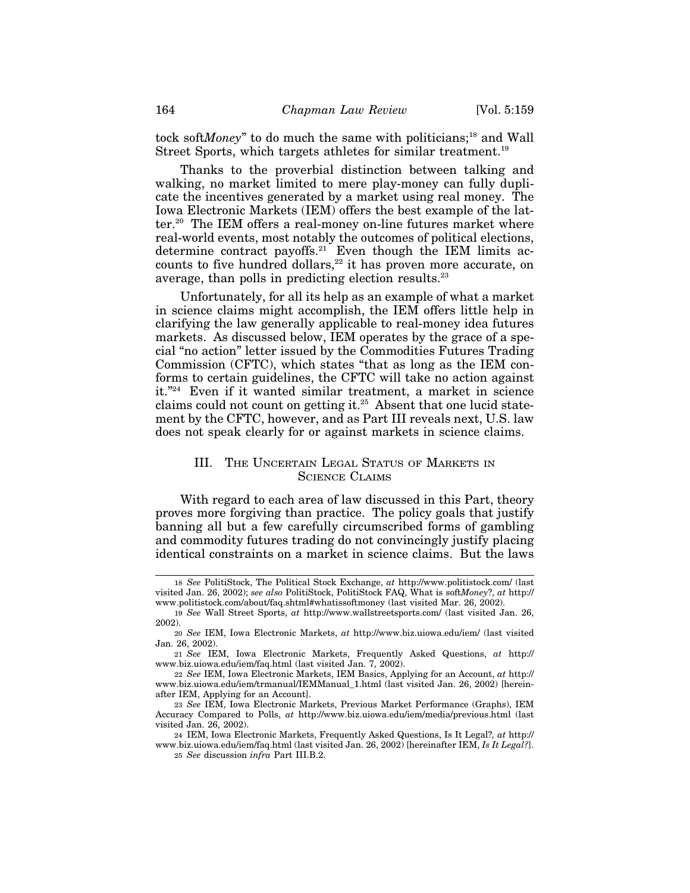tock soft*Money*" to do much the same with politicians;[18] and Wall Street Sports, which targets athletes for similar treatment.[19]

Thanks to the proverbial distinction between talking and walking, no market limited to mere play-money can fully duplicate the incentives generated by a market using real money. The Iowa Electronic Markets (IEM) offers the best example of the latter.[20] The IEM offers a real-money on-line futures market where real-world events, most notably the outcomes of political elections, determine contract payoffs.[21] Even though the IEM limits accounts to five hundred dollars,[22] it has proven more accurate, on average, than polls in predicting election results.[23]

Unfortunately, for all its help as an example of what a market in science claims might accomplish, the IEM offers little help in clarifying the law generally applicable to real-money idea futures markets. As discussed below, IEM operates by the grace of a special "no action" letter issued by the Commodities Futures Trading Commission (CFTC), which states "that as long as the IEM conforms to certain guidelines, the CFTC will take no action against it."[24] Even if it wanted similar treatment, a market in science claims could not count on getting it.[25] Absent that one lucid statement by the CFTC, however, and as Part III reveals next, U.S. law does not speak clearly for or against markets in science claims.

## III. The Uncertain Legal Status of Markets in Science Claims

With regard to each area of law discussed in this Part, theory proves more forgiving than practice. The policy goals that justify banning all but a few carefully circumscribed forms of gambling and commodity futures trading do not convincingly justify placing identical constraints on a market in science claims. But the laws

---

18 *See* PolitiStock, The Political Stock Exchange, *at* http://www.politistock.com/ (last visited Jan. 26, 2002); *see also* PolitiStock, PolitiStock FAQ, What is soft*Money*?, *at* http://www.politistock.com/about/faq.shtml#whatissoftmoney (last visited Mar. 26, 2002).

19 *See* Wall Street Sports, *at* http://www.wallstreetsports.com/ (last visited Jan. 26, 2002).

20 *See* IEM, Iowa Electronic Markets, *at* http://www.biz.uiowa.edu/iem/ (last visited Jan. 26, 2002).

21 *See* IEM, Iowa Electronic Markets, Frequently Asked Questions, *at* http://www.biz.uiowa.edu/iem/faq.html (last visited Jan. 7, 2002).

22 *See* IEM, Iowa Electronic Markets, IEM Basics, Applying for an Account, *at* http://www.biz.uiowa.edu/iem/trmanual/IEMManual_1.html (last visited Jan. 26, 2002) [hereinafter IEM, Applying for an Account].

23 *See* IEM, Iowa Electronic Markets, Previous Market Performance (Graphs), IEM Accuracy Compared to Polls, *at* http://www.biz.uiowa.edu/iem/media/previous.html (last visited Jan. 26, 2002).

24 IEM, Iowa Electronic Markets, Frequently Asked Questions, Is It Legal?, *at* http://www.biz.uiowa.edu/iem/faq.html (last visited Jan. 26, 2002) [hereinafter IEM, *Is It Legal?*].

25 *See* discussion *infra* Part III.B.2.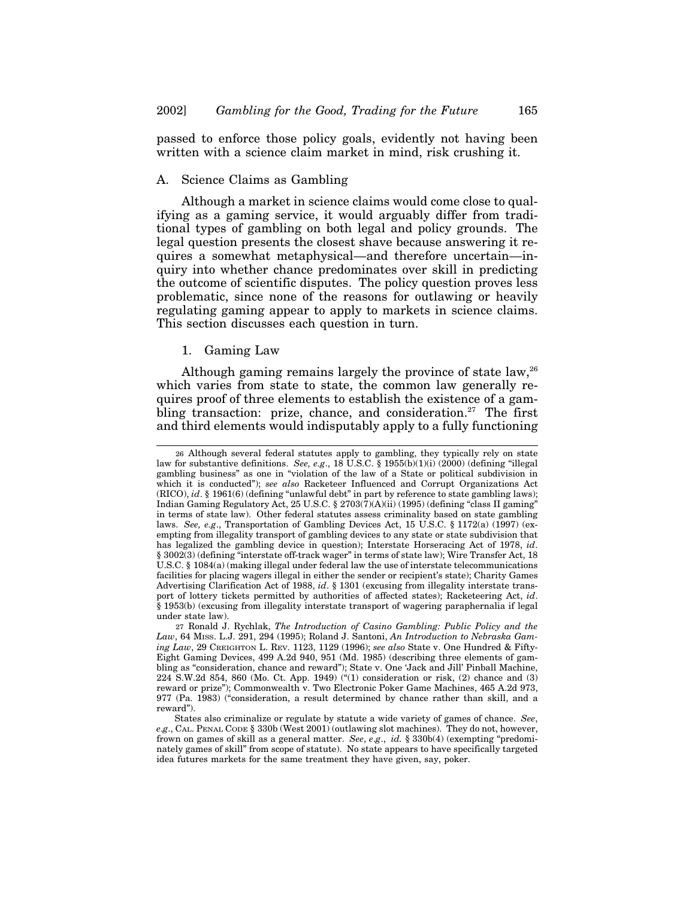passed to enforce those policy goals, evidently not having been written with a science claim market in mind, risk crushing it.

### A. Science Claims as Gambling

Although a market in science claims would come close to qualifying as a gaming service, it would arguably differ from traditional types of gambling on both legal and policy grounds. The legal question presents the closest shave because answering it requires a somewhat metaphysical—and therefore uncertain—inquiry into whether chance predominates over skill in predicting the outcome of scientific disputes. The policy question proves less problematic, since none of the reasons for outlawing or heavily regulating gaming appear to apply to markets in science claims. This section discusses each question in turn.

#### 1. Gaming Law

Although gaming remains largely the province of state law,[26] which varies from state to state, the common law generally requires proof of three elements to establish the existence of a gambling transaction: prize, chance, and consideration.[27] The first and third elements would indisputably apply to a fully functioning

---

[26] Although several federal statutes apply to gambling, they typically rely on state law for substantive definitions. *See, e.g.*, 18 U.S.C. § 1955(b)(1)(i) (2000) (defining "illegal gambling business" as one in "violation of the law of a State or political subdivision in which it is conducted"); *see also* Racketeer Influenced and Corrupt Organizations Act (RICO), *id*. § 1961(6) (defining "unlawful debt" in part by reference to state gambling laws); Indian Gaming Regulatory Act, 25 U.S.C. § 2703(7)(A)(ii) (1995) (defining "class II gaming" in terms of state law). Other federal statutes assess criminality based on state gambling laws. *See, e.g.*, Transportation of Gambling Devices Act, 15 U.S.C. § 1172(a) (1997) (exempting from illegality transport of gambling devices to any state or state subdivision that has legalized the gambling device in question); Interstate Horseracing Act of 1978, *id*. § 3002(3) (defining "interstate off-track wager" in terms of state law); Wire Transfer Act, 18 U.S.C. § 1084(a) (making illegal under federal law the use of interstate telecommunications facilities for placing wagers illegal in either the sender or recipient's state); Charity Games Advertising Clarification Act of 1988, *id*. § 1301 (excusing from illegality interstate transport of lottery tickets permitted by authorities of affected states); Racketeering Act, *id*. § 1953(b) (excusing from illegality interstate transport of wagering paraphernalia if legal under state law).

[27] Ronald J. Rychlak, *The Introduction of Casino Gambling: Public Policy and the Law*, 64 MISS. L.J. 291, 294 (1995); Roland J. Santoni, *An Introduction to Nebraska Gaming Law*, 29 CREIGHTON L. REV. 1123, 1129 (1996); *see also* State v. One Hundred & Fifty-Eight Gaming Devices, 499 A.2d 940, 951 (Md. 1985) (describing three elements of gambling as "consideration, chance and reward"); State v. One 'Jack and Jill' Pinball Machine, 224 S.W.2d 854, 860 (Mo. Ct. App. 1949) ("(1) consideration or risk, (2) chance and (3) reward or prize"); Commonwealth v. Two Electronic Poker Game Machines, 465 A.2d 973, 977 (Pa. 1983) ("consideration, a result determined by chance rather than skill, and a reward").

States also criminalize or regulate by statute a wide variety of games of chance. *See, e.g.*, CAL. PENAL CODE § 330b (West 2001) (outlawing slot machines). They do not, however, frown on games of skill as a general matter. *See, e.g.*, *id.* § 330b(4) (exempting "predominately games of skill" from scope of statute). No state appears to have specifically targeted idea futures markets for the same treatment they have given, say, poker.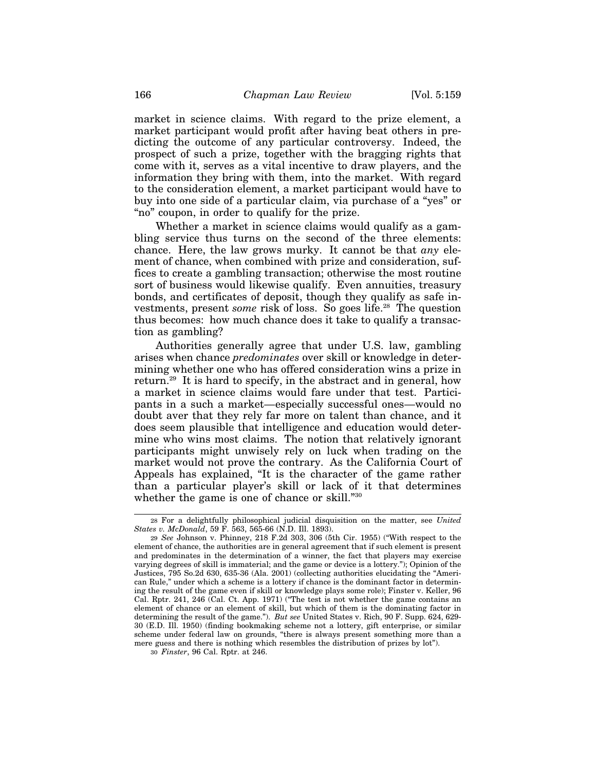market in science claims. With regard to the prize element, a market participant would profit after having beat others in predicting the outcome of any particular controversy. Indeed, the prospect of such a prize, together with the bragging rights that come with it, serves as a vital incentive to draw players, and the information they bring with them, into the market. With regard to the consideration element, a market participant would have to buy into one side of a particular claim, via purchase of a "yes" or "no" coupon, in order to qualify for the prize.

Whether a market in science claims would qualify as a gambling service thus turns on the second of the three elements: chance. Here, the law grows murky. It cannot be that *any* element of chance, when combined with prize and consideration, suffices to create a gambling transaction; otherwise the most routine sort of business would likewise qualify. Even annuities, treasury bonds, and certificates of deposit, though they qualify as safe investments, present *some* risk of loss. So goes life.[28] The question thus becomes: how much chance does it take to qualify a transaction as gambling?

Authorities generally agree that under U.S. law, gambling arises when chance *predominates* over skill or knowledge in determining whether one who has offered consideration wins a prize in return.[29] It is hard to specify, in the abstract and in general, how a market in science claims would fare under that test. Participants in a such a market—especially successful ones—would no doubt aver that they rely far more on talent than chance, and it does seem plausible that intelligence and education would determine who wins most claims. The notion that relatively ignorant participants might unwisely rely on luck when trading on the market would not prove the contrary. As the California Court of Appeals has explained, "It is the character of the game rather than a particular player's skill or lack of it that determines whether the game is one of chance or skill."[30]

---

[28] For a delightfully philosophical judicial disquisition on the matter, see *United States v. McDonald*, 59 F. 563, 565-66 (N.D. Ill. 1893).

[29] *See* Johnson v. Phinney, 218 F.2d 303, 306 (5th Cir. 1955) ("With respect to the element of chance, the authorities are in general agreement that if such element is present and predominates in the determination of a winner, the fact that players may exercise varying degrees of skill is immaterial; and the game or device is a lottery."); Opinion of the Justices, 795 So.2d 630, 635-36 (Ala. 2001) (collecting authorities elucidating the "American Rule," under which a scheme is a lottery if chance is the dominant factor in determining the result of the game even if skill or knowledge plays some role); Finster v. Keller, 96 Cal. Rptr. 241, 246 (Cal. Ct. App. 1971) ("The test is not whether the game contains an element of chance or an element of skill, but which of them is the dominating factor in determining the result of the game."). *But see* United States v. Rich, 90 F. Supp. 624, 629-30 (E.D. Ill. 1950) (finding bookmaking scheme not a lottery, gift enterprise, or similar scheme under federal law on grounds, "there is always present something more than a mere guess and there is nothing which resembles the distribution of prizes by lot").

[30] *Finster*, 96 Cal. Rptr. at 246.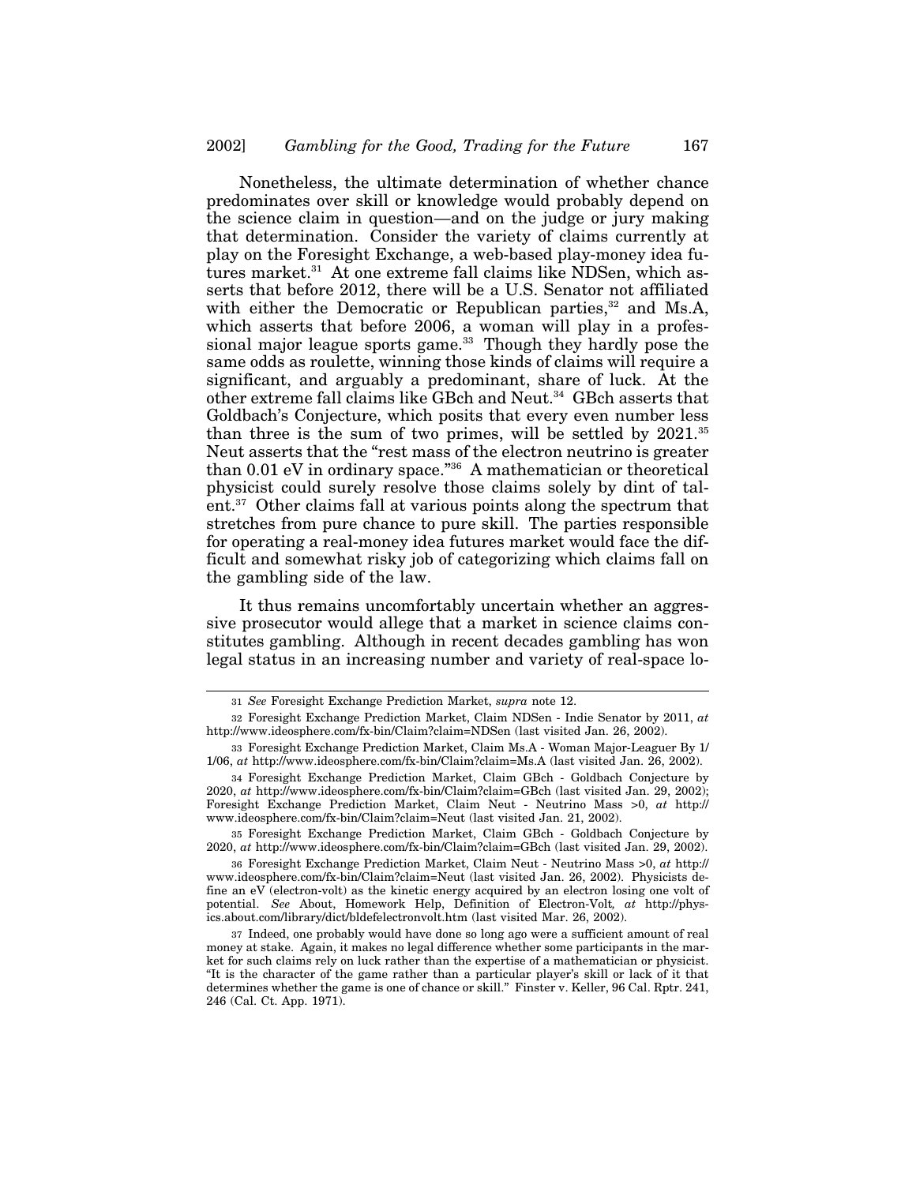Nonetheless, the ultimate determination of whether chance predominates over skill or knowledge would probably depend on the science claim in question—and on the judge or jury making that determination. Consider the variety of claims currently at play on the Foresight Exchange, a web-based play-money idea futures market.[31] At one extreme fall claims like NDSen, which asserts that before 2012, there will be a U.S. Senator not affiliated with either the Democratic or Republican parties,[32] and Ms.A, which asserts that before 2006, a woman will play in a professional major league sports game.[33] Though they hardly pose the same odds as roulette, winning those kinds of claims will require a significant, and arguably a predominant, share of luck. At the other extreme fall claims like GBch and Neut.[34] GBch asserts that Goldbach's Conjecture, which posits that every even number less than three is the sum of two primes, will be settled by 2021.[35] Neut asserts that the "rest mass of the electron neutrino is greater than 0.01 eV in ordinary space."[36] A mathematician or theoretical physicist could surely resolve those claims solely by dint of talent.[37] Other claims fall at various points along the spectrum that stretches from pure chance to pure skill. The parties responsible for operating a real-money idea futures market would face the difficult and somewhat risky job of categorizing which claims fall on the gambling side of the law.

It thus remains uncomfortably uncertain whether an aggressive prosecutor would allege that a market in science claims constitutes gambling. Although in recent decades gambling has won legal status in an increasing number and variety of real-space lo-

---

31 *See* Foresight Exchange Prediction Market, *supra* note 12.

32 Foresight Exchange Prediction Market, Claim NDSen - Indie Senator by 2011, *at* http://www.ideosphere.com/fx-bin/Claim?claim=NDSen (last visited Jan. 26, 2002).

33 Foresight Exchange Prediction Market, Claim Ms.A - Woman Major-Leaguer By 1/1/06, *at* http://www.ideosphere.com/fx-bin/Claim?claim=Ms.A (last visited Jan. 26, 2002).

34 Foresight Exchange Prediction Market, Claim GBch - Goldbach Conjecture by 2020, *at* http://www.ideosphere.com/fx-bin/Claim?claim=GBch (last visited Jan. 29, 2002); Foresight Exchange Prediction Market, Claim Neut - Neutrino Mass >0, *at* http://www.ideosphere.com/fx-bin/Claim?claim=Neut (last visited Jan. 21, 2002).

35 Foresight Exchange Prediction Market, Claim GBch - Goldbach Conjecture by 2020, *at* http://www.ideosphere.com/fx-bin/Claim?claim=GBch (last visited Jan. 29, 2002).

36 Foresight Exchange Prediction Market, Claim Neut - Neutrino Mass >0, *at* http://www.ideosphere.com/fx-bin/Claim?claim=Neut (last visited Jan. 26, 2002). Physicists define an eV (electron-volt) as the kinetic energy acquired by an electron losing one volt of potential. *See* About, Homework Help, Definition of Electron-Volt, *at* http://physics.about.com/library/dict/bldefelectronvolt.htm (last visited Mar. 26, 2002).

37 Indeed, one probably would have done so long ago were a sufficient amount of real money at stake. Again, it makes no legal difference whether some participants in the market for such claims rely on luck rather than the expertise of a mathematician or physicist. "It is the character of the game rather than a particular player's skill or lack of it that determines whether the game is one of chance or skill." Finster v. Keller, 96 Cal. Rptr. 241, 246 (Cal. Ct. App. 1971).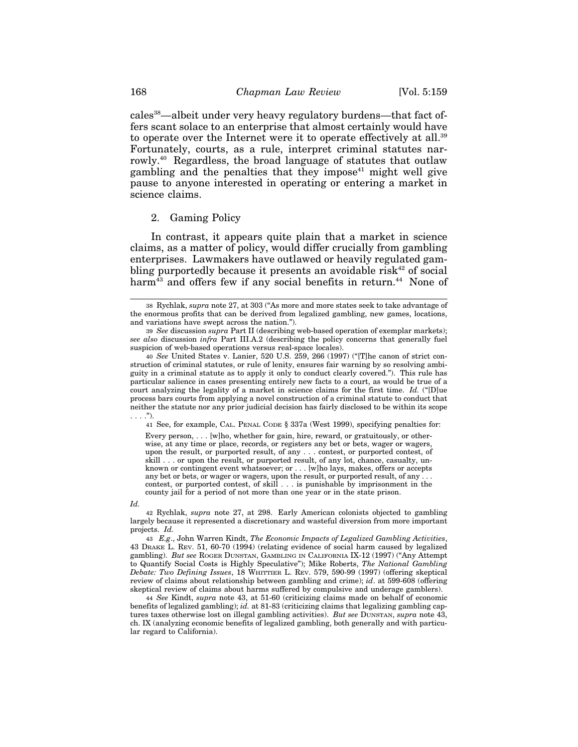cales[38]—albeit under very heavy regulatory burdens—that fact offers scant solace to an enterprise that almost certainly would have to operate over the Internet were it to operate effectively at all.[39] Fortunately, courts, as a rule, interpret criminal statutes narrowly.[40] Regardless, the broad language of statutes that outlaw gambling and the penalties that they impose[41] might well give pause to anyone interested in operating or entering a market in science claims.

### 2. Gaming Policy

In contrast, it appears quite plain that a market in science claims, as a matter of policy, would differ crucially from gambling enterprises. Lawmakers have outlawed or heavily regulated gambling purportedly because it presents an avoidable risk[42] of social harm[43] and offers few if any social benefits in return.[44] None of

---

38 Rychlak, *supra* note 27, at 303 ("As more and more states seek to take advantage of the enormous profits that can be derived from legalized gambling, new games, locations, and variations have swept across the nation.").

39 *See* discussion *supra* Part II (describing web-based operation of exemplar markets); *see also* discussion *infra* Part III.A.2 (describing the policy concerns that generally fuel suspicion of web-based operations versus real-space locales).

40 *See* United States v. Lanier, 520 U.S. 259, 266 (1997) ("[T]he canon of strict construction of criminal statutes, or rule of lenity, ensures fair warning by so resolving ambiguity in a criminal statute as to apply it only to conduct clearly covered."). This rule has particular salience in cases presenting entirely new facts to a court, as would be true of a court analyzing the legality of a market in science claims for the first time. *Id.* ("[D]ue process bars courts from applying a novel construction of a criminal statute to conduct that neither the statute nor any prior judicial decision has fairly disclosed to be within its scope . . . .").

41 See, for example, CAL. PENAL CODE § 337a (West 1999), specifying penalties for:

> Every person, . . . [w]ho, whether for gain, hire, reward, or gratuitously, or otherwise, at any time or place, records, or registers any bet or bets, wager or wagers, upon the result, or purported result, of any . . . contest, or purported contest, of skill . . . or upon the result, or purported result, of any lot, chance, casualty, unknown or contingent event whatsoever; or . . . [w]ho lays, makes, offers or accepts any bet or bets, or wager or wagers, upon the result, or purported result, of any . . . contest, or purported contest, of skill . . . is punishable by imprisonment in the county jail for a period of not more than one year or in the state prison.

*Id.*

42 Rychlak, *supra* note 27, at 298. Early American colonists objected to gambling largely because it represented a discretionary and wasteful diversion from more important projects. *Id.*

43 *E.g*., John Warren Kindt, *The Economic Impacts of Legalized Gambling Activities*, 43 DRAKE L. REV. 51, 60-70 (1994) (relating evidence of social harm caused by legalized gambling). *But see* ROGER DUNSTAN, GAMBLING IN CALIFORNIA IX-12 (1997) ("Any Attempt to Quantify Social Costs is Highly Speculative"); Mike Roberts, *The National Gambling Debate: Two Defining Issues*, 18 WHITTIER L. REV. 579, 590-99 (1997) (offering skeptical review of claims about relationship between gambling and crime); *id*. at 599-608 (offering skeptical review of claims about harms suffered by compulsive and underage gamblers).

44 *See* Kindt, *supra* note 43, at 51-60 (criticizing claims made on behalf of economic benefits of legalized gambling); *id.* at 81-83 (criticizing claims that legalizing gambling captures taxes otherwise lost on illegal gambling activities). *But see* DUNSTAN, *supra* note 43, ch. IX (analyzing economic benefits of legalized gambling, both generally and with particular regard to California).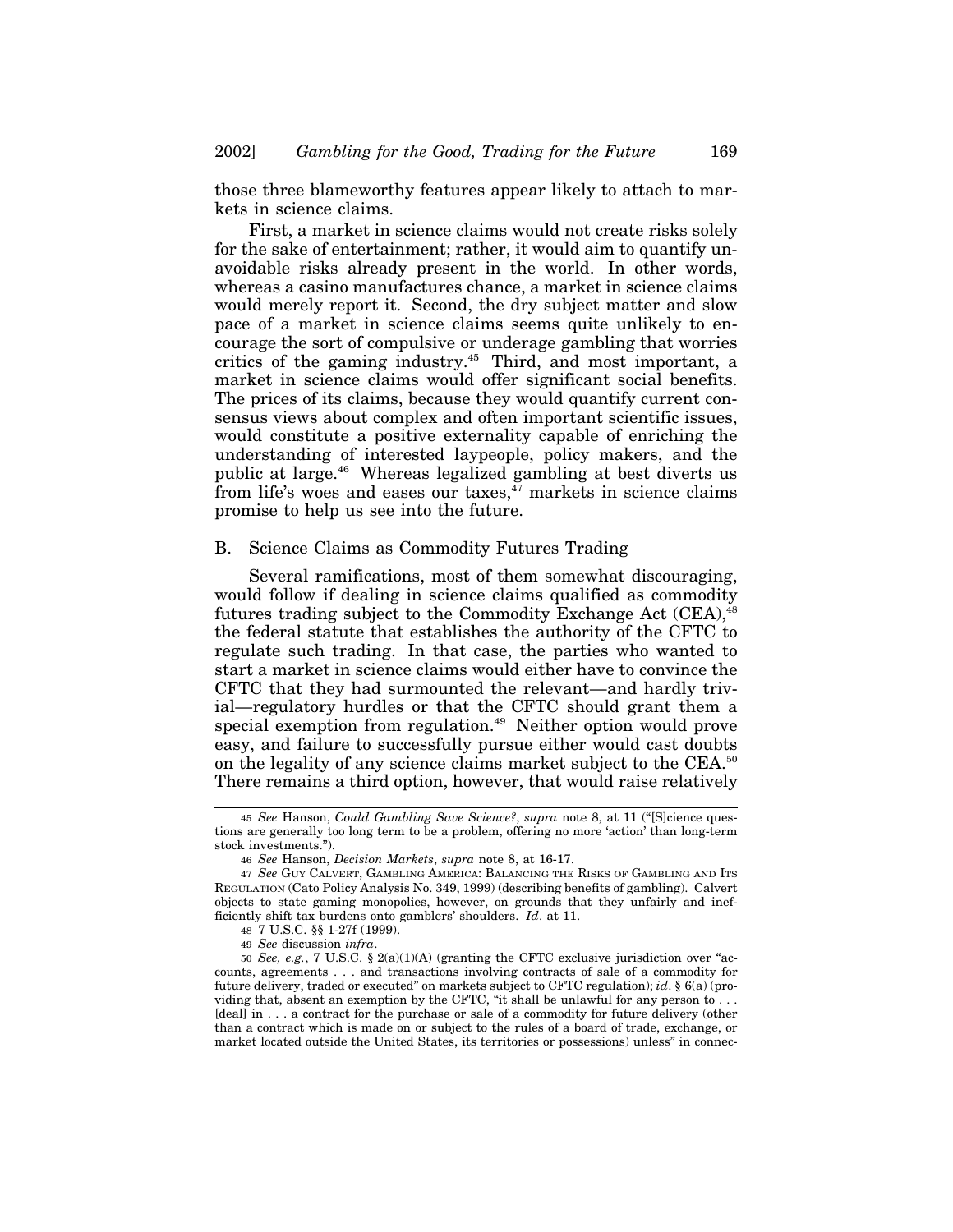those three blameworthy features appear likely to attach to markets in science claims.

First, a market in science claims would not create risks solely for the sake of entertainment; rather, it would aim to quantify unavoidable risks already present in the world. In other words, whereas a casino manufactures chance, a market in science claims would merely report it. Second, the dry subject matter and slow pace of a market in science claims seems quite unlikely to encourage the sort of compulsive or underage gambling that worries critics of the gaming industry.[45] Third, and most important, a market in science claims would offer significant social benefits. The prices of its claims, because they would quantify current consensus views about complex and often important scientific issues, would constitute a positive externality capable of enriching the understanding of interested laypeople, policy makers, and the public at large.[46] Whereas legalized gambling at best diverts us from life's woes and eases our taxes,[47] markets in science claims promise to help us see into the future.

## B. Science Claims as Commodity Futures Trading

Several ramifications, most of them somewhat discouraging, would follow if dealing in science claims qualified as commodity futures trading subject to the Commodity Exchange Act (CEA),[48] the federal statute that establishes the authority of the CFTC to regulate such trading. In that case, the parties who wanted to start a market in science claims would either have to convince the CFTC that they had surmounted the relevant—and hardly trivial—regulatory hurdles or that the CFTC should grant them a special exemption from regulation.[49] Neither option would prove easy, and failure to successfully pursue either would cast doubts on the legality of any science claims market subject to the CEA.[50] There remains a third option, however, that would raise relatively

---

45 *See* Hanson, *Could Gambling Save Science?*, *supra* note 8, at 11 ("[S]cience questions are generally too long term to be a problem, offering no more 'action' than long-term stock investments.").

46 *See* Hanson, *Decision Markets*, *supra* note 8, at 16-17.

47 *See* Guy Calvert, Gambling America: Balancing the Risks of Gambling and Its Regulation (Cato Policy Analysis No. 349, 1999) (describing benefits of gambling). Calvert objects to state gaming monopolies, however, on grounds that they unfairly and inefficiently shift tax burdens onto gamblers' shoulders. *Id*. at 11.

48 7 U.S.C. §§ 1-27f (1999).

49 *See* discussion *infra*.

50 *See, e.g.*, 7 U.S.C. § 2(a)(1)(A) (granting the CFTC exclusive jurisdiction over "accounts, agreements . . . and transactions involving contracts of sale of a commodity for future delivery, traded or executed" on markets subject to CFTC regulation); *id*. § 6(a) (providing that, absent an exemption by the CFTC, "it shall be unlawful for any person to . . . [deal] in . . . a contract for the purchase or sale of a commodity for future delivery (other than a contract which is made on or subject to the rules of a board of trade, exchange, or market located outside the United States, its territories or possessions) unless" in connec-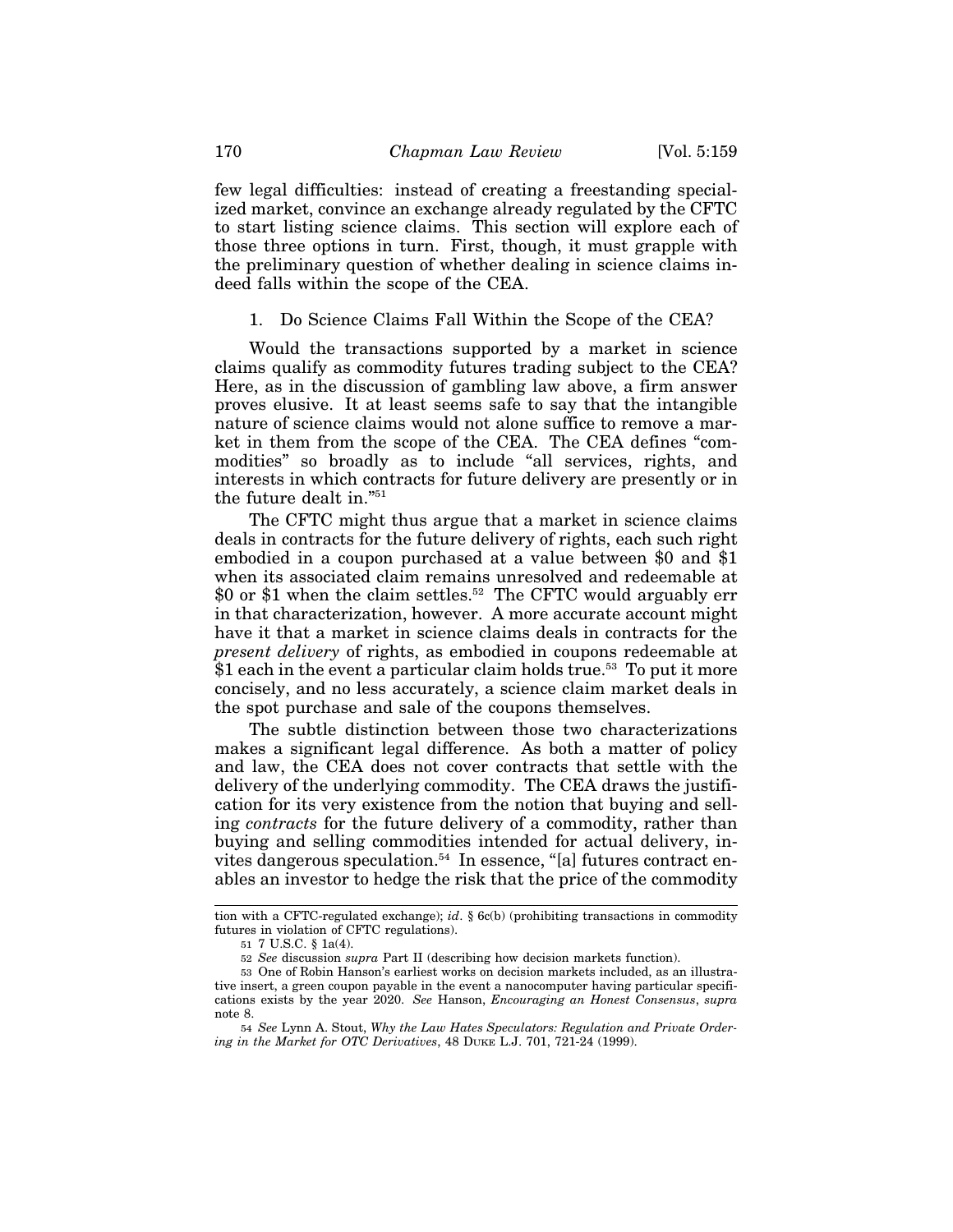few legal difficulties: instead of creating a freestanding specialized market, convince an exchange already regulated by the CFTC to start listing science claims. This section will explore each of those three options in turn. First, though, it must grapple with the preliminary question of whether dealing in science claims indeed falls within the scope of the CEA.

### 1. Do Science Claims Fall Within the Scope of the CEA?

Would the transactions supported by a market in science claims qualify as commodity futures trading subject to the CEA? Here, as in the discussion of gambling law above, a firm answer proves elusive. It at least seems safe to say that the intangible nature of science claims would not alone suffice to remove a market in them from the scope of the CEA. The CEA defines "commodities" so broadly as to include "all services, rights, and interests in which contracts for future delivery are presently or in the future dealt in."[51]

The CFTC might thus argue that a market in science claims deals in contracts for the future delivery of rights, each such right embodied in a coupon purchased at a value between $0 and $1 when its associated claim remains unresolved and redeemable at $0 or $1 when the claim settles.[52] The CFTC would arguably err in that characterization, however. A more accurate account might have it that a market in science claims deals in contracts for the *present delivery* of rights, as embodied in coupons redeemable at $1 each in the event a particular claim holds true.[53] To put it more concisely, and no less accurately, a science claim market deals in the spot purchase and sale of the coupons themselves.

The subtle distinction between those two characterizations makes a significant legal difference. As both a matter of policy and law, the CEA does not cover contracts that settle with the delivery of the underlying commodity. The CEA draws the justification for its very existence from the notion that buying and selling *contracts* for the future delivery of a commodity, rather than buying and selling commodities intended for actual delivery, invites dangerous speculation.[54] In essence, "[a] futures contract enables an investor to hedge the risk that the price of the commodity

---

tion with a CFTC-regulated exchange); *id*. § 6c(b) (prohibiting transactions in commodity futures in violation of CFTC regulations).

51 7 U.S.C. § 1a(4).

52 *See* discussion *supra* Part II (describing how decision markets function).

53 One of Robin Hanson's earliest works on decision markets included, as an illustrative insert, a green coupon payable in the event a nanocomputer having particular specifications exists by the year 2020. *See* Hanson, *Encouraging an Honest Consensus*, *supra* note 8.

54 *See* Lynn A. Stout, *Why the Law Hates Speculators: Regulation and Private Ordering in the Market for OTC Derivatives*, 48 DUKE L.J. 701, 721-24 (1999).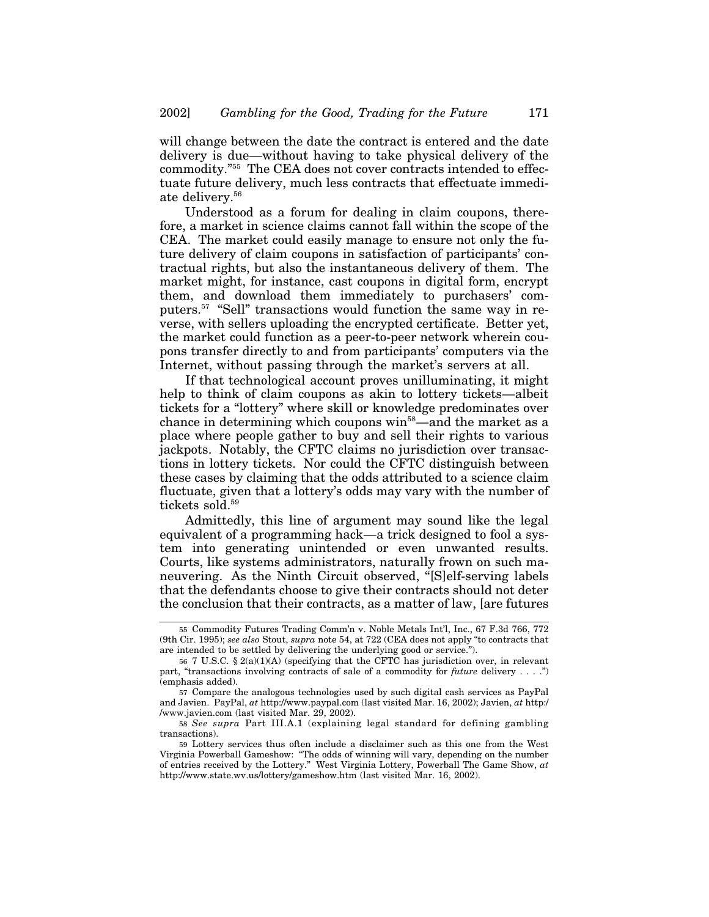will change between the date the contract is entered and the date delivery is due—without having to take physical delivery of the commodity."[55] The CEA does not cover contracts intended to effectuate future delivery, much less contracts that effectuate immediate delivery.[56]

Understood as a forum for dealing in claim coupons, therefore, a market in science claims cannot fall within the scope of the CEA. The market could easily manage to ensure not only the future delivery of claim coupons in satisfaction of participants' contractual rights, but also the instantaneous delivery of them. The market might, for instance, cast coupons in digital form, encrypt them, and download them immediately to purchasers' computers.[57] "Sell" transactions would function the same way in reverse, with sellers uploading the encrypted certificate. Better yet, the market could function as a peer-to-peer network wherein coupons transfer directly to and from participants' computers via the Internet, without passing through the market's servers at all.

If that technological account proves unilluminating, it might help to think of claim coupons as akin to lottery tickets—albeit tickets for a "lottery" where skill or knowledge predominates over chance in determining which coupons win[58]—and the market as a place where people gather to buy and sell their rights to various jackpots. Notably, the CFTC claims no jurisdiction over transactions in lottery tickets. Nor could the CFTC distinguish between these cases by claiming that the odds attributed to a science claim fluctuate, given that a lottery's odds may vary with the number of tickets sold.[59]

Admittedly, this line of argument may sound like the legal equivalent of a programming hack—a trick designed to fool a system into generating unintended or even unwanted results. Courts, like systems administrators, naturally frown on such maneuvering. As the Ninth Circuit observed, "[S]elf-serving labels that the defendants choose to give their contracts should not deter the conclusion that their contracts, as a matter of law, [are futures

---

55 Commodity Futures Trading Comm'n v. Noble Metals Int'l, Inc., 67 F.3d 766, 772 (9th Cir. 1995); *see also* Stout, *supra* note 54, at 722 (CEA does not apply "to contracts that are intended to be settled by delivering the underlying good or service.").

56 7 U.S.C. § 2(a)(1)(A) (specifying that the CFTC has jurisdiction over, in relevant part, "transactions involving contracts of sale of a commodity for *future* delivery . . . .") (emphasis added).

57 Compare the analogous technologies used by such digital cash services as PayPal and Javien. PayPal, *at* http://www.paypal.com (last visited Mar. 16, 2002); Javien, *at* http://www.javien.com (last visited Mar. 29, 2002).

58 *See supra* Part III.A.1 (explaining legal standard for defining gambling transactions).

59 Lottery services thus often include a disclaimer such as this one from the West Virginia Powerball Gameshow: "The odds of winning will vary, depending on the number of entries received by the Lottery." West Virginia Lottery, Powerball The Game Show, *at* http://www.state.wv.us/lottery/gameshow.htm (last visited Mar. 16, 2002).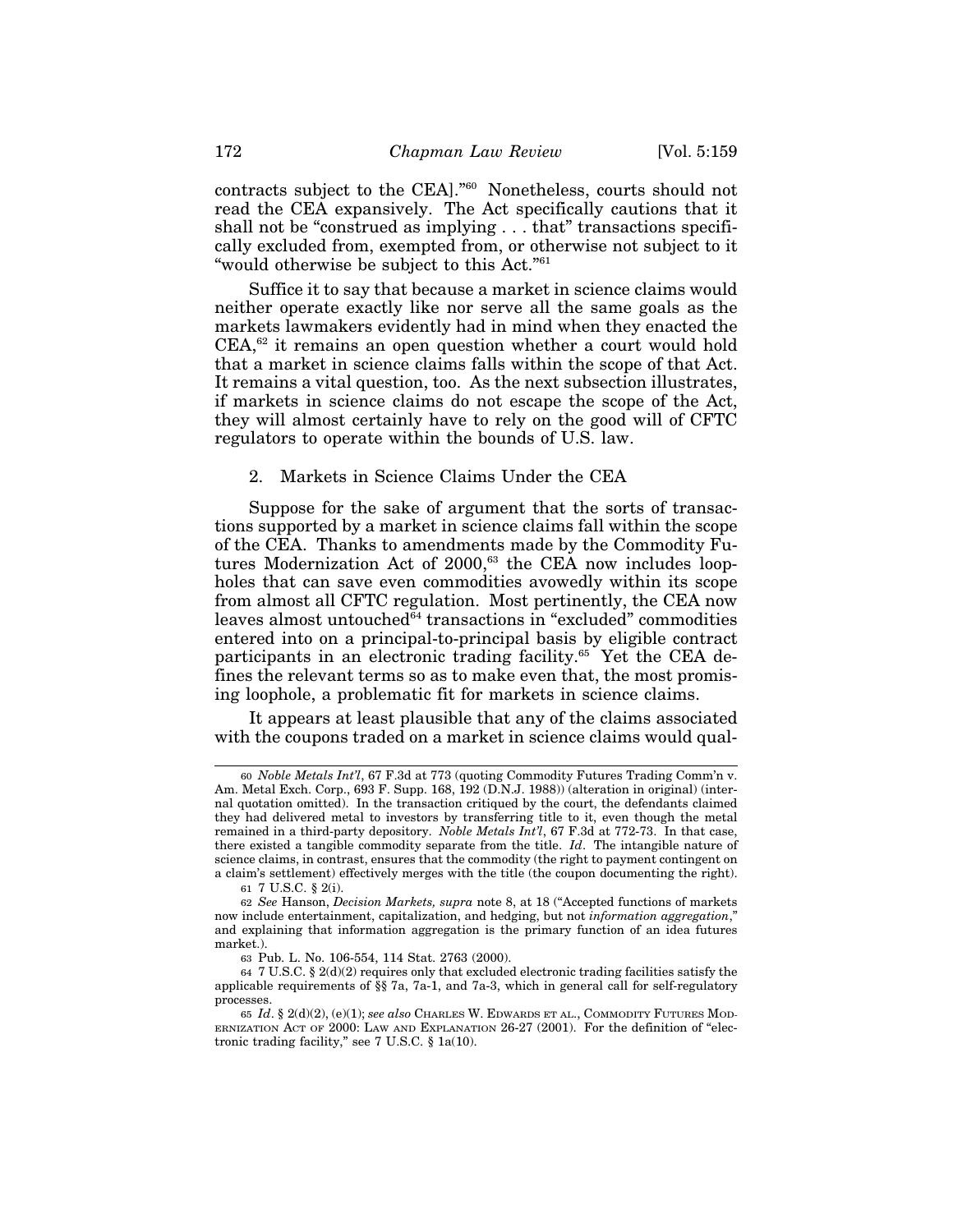contracts subject to the CEA]."[60] Nonetheless, courts should not read the CEA expansively. The Act specifically cautions that it shall not be "construed as implying . . . that" transactions specifically excluded from, exempted from, or otherwise not subject to it "would otherwise be subject to this Act."[61]

Suffice it to say that because a market in science claims would neither operate exactly like nor serve all the same goals as the markets lawmakers evidently had in mind when they enacted the CEA,[62] it remains an open question whether a court would hold that a market in science claims falls within the scope of that Act. It remains a vital question, too. As the next subsection illustrates, if markets in science claims do not escape the scope of the Act, they will almost certainly have to rely on the good will of CFTC regulators to operate within the bounds of U.S. law.

### 2. Markets in Science Claims Under the CEA

Suppose for the sake of argument that the sorts of transactions supported by a market in science claims fall within the scope of the CEA. Thanks to amendments made by the Commodity Futures Modernization Act of 2000,[63] the CEA now includes loopholes that can save even commodities avowedly within its scope from almost all CFTC regulation. Most pertinently, the CEA now leaves almost untouched[64] transactions in "excluded" commodities entered into on a principal-to-principal basis by eligible contract participants in an electronic trading facility.[65] Yet the CEA defines the relevant terms so as to make even that, the most promising loophole, a problematic fit for markets in science claims.

It appears at least plausible that any of the claims associated with the coupons traded on a market in science claims would qual-

---

60 *Noble Metals Int'l*, 67 F.3d at 773 (quoting Commodity Futures Trading Comm'n v. Am. Metal Exch. Corp., 693 F. Supp. 168, 192 (D.N.J. 1988)) (alteration in original) (internal quotation omitted). In the transaction critiqued by the court, the defendants claimed they had delivered metal to investors by transferring title to it, even though the metal remained in a third-party depository. *Noble Metals Int'l*, 67 F.3d at 772-73. In that case, there existed a tangible commodity separate from the title. *Id*. The intangible nature of science claims, in contrast, ensures that the commodity (the right to payment contingent on a claim's settlement) effectively merges with the title (the coupon documenting the right).

61 7 U.S.C. § 2(i).

62 *See* Hanson, *Decision Markets, supra* note 8, at 18 ("Accepted functions of markets now include entertainment, capitalization, and hedging, but not *information aggregation*," and explaining that information aggregation is the primary function of an idea futures market.).

63 Pub. L. No. 106-554, 114 Stat. 2763 (2000).

64 7 U.S.C. § 2(d)(2) requires only that excluded electronic trading facilities satisfy the applicable requirements of §§ 7a, 7a-1, and 7a-3, which in general call for self-regulatory processes.

65 *Id*. § 2(d)(2), (e)(1); *see also* CHARLES W. EDWARDS ET AL., COMMODITY FUTURES MODERNIZATION ACT OF 2000: LAW AND EXPLANATION 26-27 (2001). For the definition of "electronic trading facility," see 7 U.S.C. § 1a(10).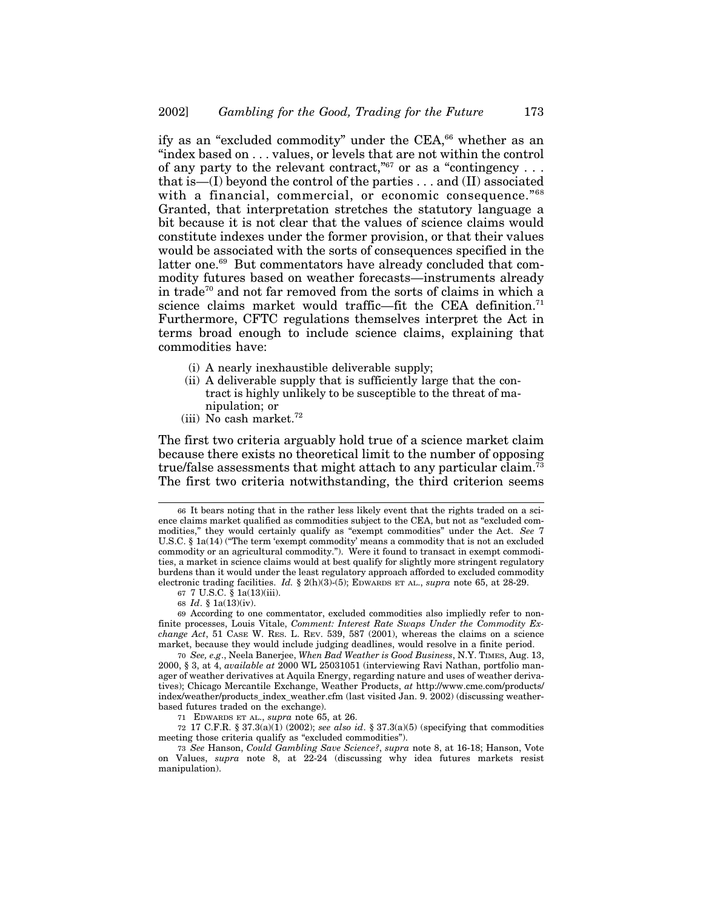ify as an "excluded commodity" under the CEA,[66] whether as an "index based on . . . values, or levels that are not within the control of any party to the relevant contract,"[67] or as a "contingency . . . that is—(I) beyond the control of the parties . . . and (II) associated with a financial, commercial, or economic consequence."[68] Granted, that interpretation stretches the statutory language a bit because it is not clear that the values of science claims would constitute indexes under the former provision, or that their values would be associated with the sorts of consequences specified in the latter one.[69] But commentators have already concluded that commodity futures based on weather forecasts—instruments already in trade[70] and not far removed from the sorts of claims in which a science claims market would traffic—fit the CEA definition.[71] Furthermore, CFTC regulations themselves interpret the Act in terms broad enough to include science claims, explaining that commodities have:

(i) A nearly inexhaustible deliverable supply;
(ii) A deliverable supply that is sufficiently large that the contract is highly unlikely to be susceptible to the threat of manipulation; or
(iii) No cash market.[72]

The first two criteria arguably hold true of a science market claim because there exists no theoretical limit to the number of opposing true/false assessments that might attach to any particular claim.[73] The first two criteria notwithstanding, the third criterion seems

---

66 It bears noting that in the rather less likely event that the rights traded on a science claims market qualified as commodities subject to the CEA, but not as "excluded commodities," they would certainly qualify as "exempt commodities" under the Act. *See* 7 U.S.C. § 1a(14) ("The term 'exempt commodity' means a commodity that is not an excluded commodity or an agricultural commodity."). Were it found to transact in exempt commodities, a market in science claims would at best qualify for slightly more stringent regulatory burdens than it would under the least regulatory approach afforded to excluded commodity electronic trading facilities. *Id.* § 2(h)(3)-(5); EDWARDS ET AL., *supra* note 65, at 28-29.

67 7 U.S.C. § 1a(13)(iii).

68 *Id*. § 1a(13)(iv).

69 According to one commentator, excluded commodities also impliedly refer to non-finite processes, Louis Vitale, *Comment: Interest Rate Swaps Under the Commodity Exchange Act*, 51 CASE W. RES. L. REV. 539, 587 (2001), whereas the claims on a science market, because they would include judging deadlines, would resolve in a finite period.

70 *See, e.g*., Neela Banerjee, *When Bad Weather is Good Business*, N.Y. TIMES, Aug. 13, 2000, § 3, at 4, *available at* 2000 WL 25031051 (interviewing Ravi Nathan, portfolio manager of weather derivatives at Aquila Energy, regarding nature and uses of weather derivatives); Chicago Mercantile Exchange, Weather Products, *at* http://www.cme.com/products/index/weather/products_index_weather.cfm (last visited Jan. 9. 2002) (discussing weather-based futures traded on the exchange).

71 EDWARDS ET AL., *supra* note 65, at 26.

72 17 C.F.R. § 37.3(a)(1) (2002); *see also id*. § 37.3(a)(5) (specifying that commodities meeting those criteria qualify as "excluded commodities").

73 *See* Hanson, *Could Gambling Save Science?*, *supra* note 8, at 16-18; Hanson, Vote on Values, *supra* note 8, at 22-24 (discussing why idea futures markets resist manipulation).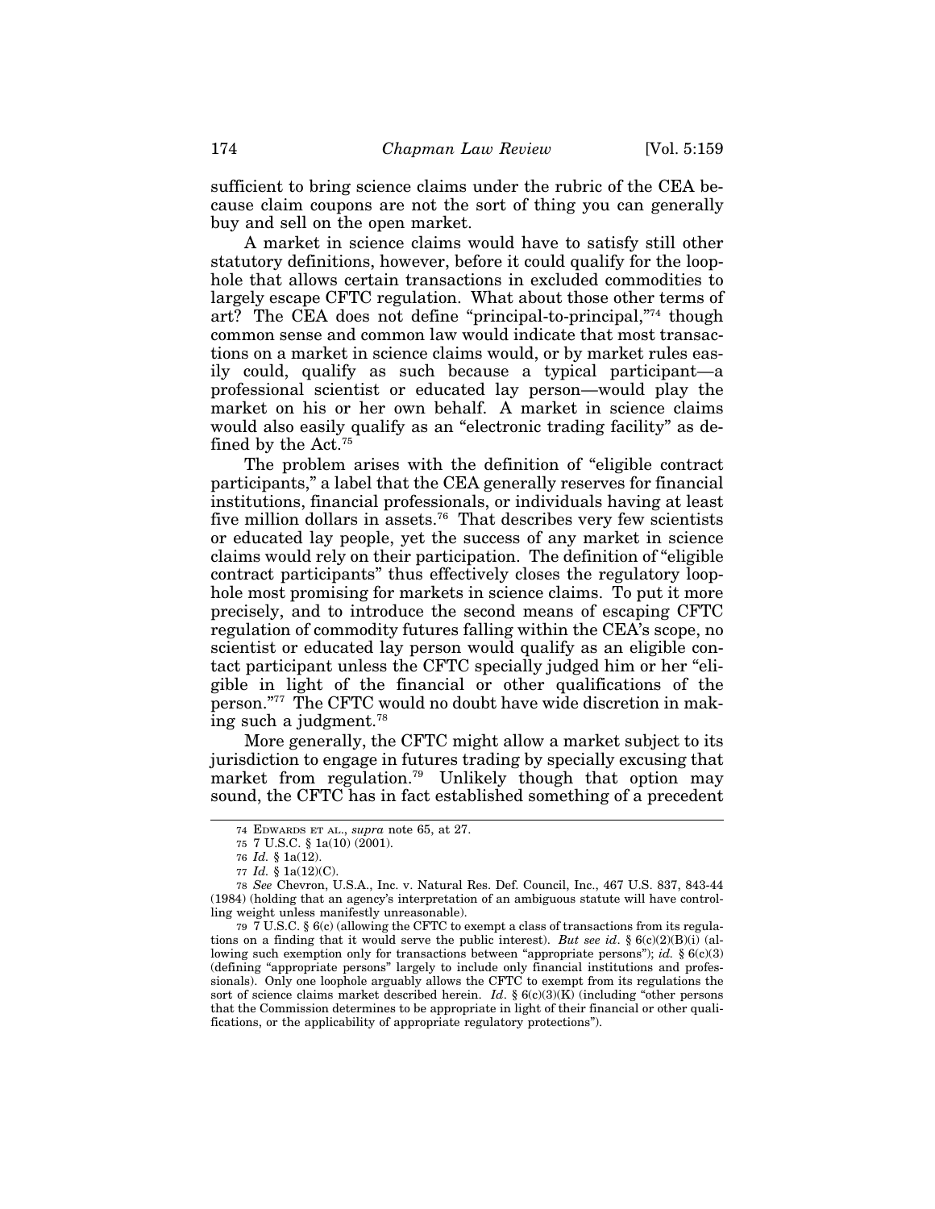sufficient to bring science claims under the rubric of the CEA because claim coupons are not the sort of thing you can generally buy and sell on the open market.

A market in science claims would have to satisfy still other statutory definitions, however, before it could qualify for the loophole that allows certain transactions in excluded commodities to largely escape CFTC regulation. What about those other terms of art? The CEA does not define "principal-to-principal,"[74] though common sense and common law would indicate that most transactions on a market in science claims would, or by market rules easily could, qualify as such because a typical participant—a professional scientist or educated lay person—would play the market on his or her own behalf. A market in science claims would also easily qualify as an "electronic trading facility" as defined by the Act.[75]

The problem arises with the definition of "eligible contract participants," a label that the CEA generally reserves for financial institutions, financial professionals, or individuals having at least five million dollars in assets.[76] That describes very few scientists or educated lay people, yet the success of any market in science claims would rely on their participation. The definition of "eligible contract participants" thus effectively closes the regulatory loophole most promising for markets in science claims. To put it more precisely, and to introduce the second means of escaping CFTC regulation of commodity futures falling within the CEA's scope, no scientist or educated lay person would qualify as an eligible contact participant unless the CFTC specially judged him or her "eligible in light of the financial or other qualifications of the person."[77] The CFTC would no doubt have wide discretion in making such a judgment.[78]

More generally, the CFTC might allow a market subject to its jurisdiction to engage in futures trading by specially excusing that market from regulation.[79] Unlikely though that option may sound, the CFTC has in fact established something of a precedent

---

74 EDWARDS ET AL., *supra* note 65, at 27.

75 7 U.S.C. § 1a(10) (2001).

76 *Id.* § 1a(12).

77 *Id.* § 1a(12)(C).

78 *See* Chevron, U.S.A., Inc. v. Natural Res. Def. Council, Inc., 467 U.S. 837, 843-44 (1984) (holding that an agency's interpretation of an ambiguous statute will have controlling weight unless manifestly unreasonable).

79 7 U.S.C. § 6(c) (allowing the CFTC to exempt a class of transactions from its regulations on a finding that it would serve the public interest). *But see id*. § 6(c)(2)(B)(i) (allowing such exemption only for transactions between "appropriate persons"); *id.* § 6(c)(3) (defining "appropriate persons" largely to include only financial institutions and professionals). Only one loophole arguably allows the CFTC to exempt from its regulations the sort of science claims market described herein. *Id*. § 6(c)(3)(K) (including "other persons that the Commission determines to be appropriate in light of their financial or other qualifications, or the applicability of appropriate regulatory protections").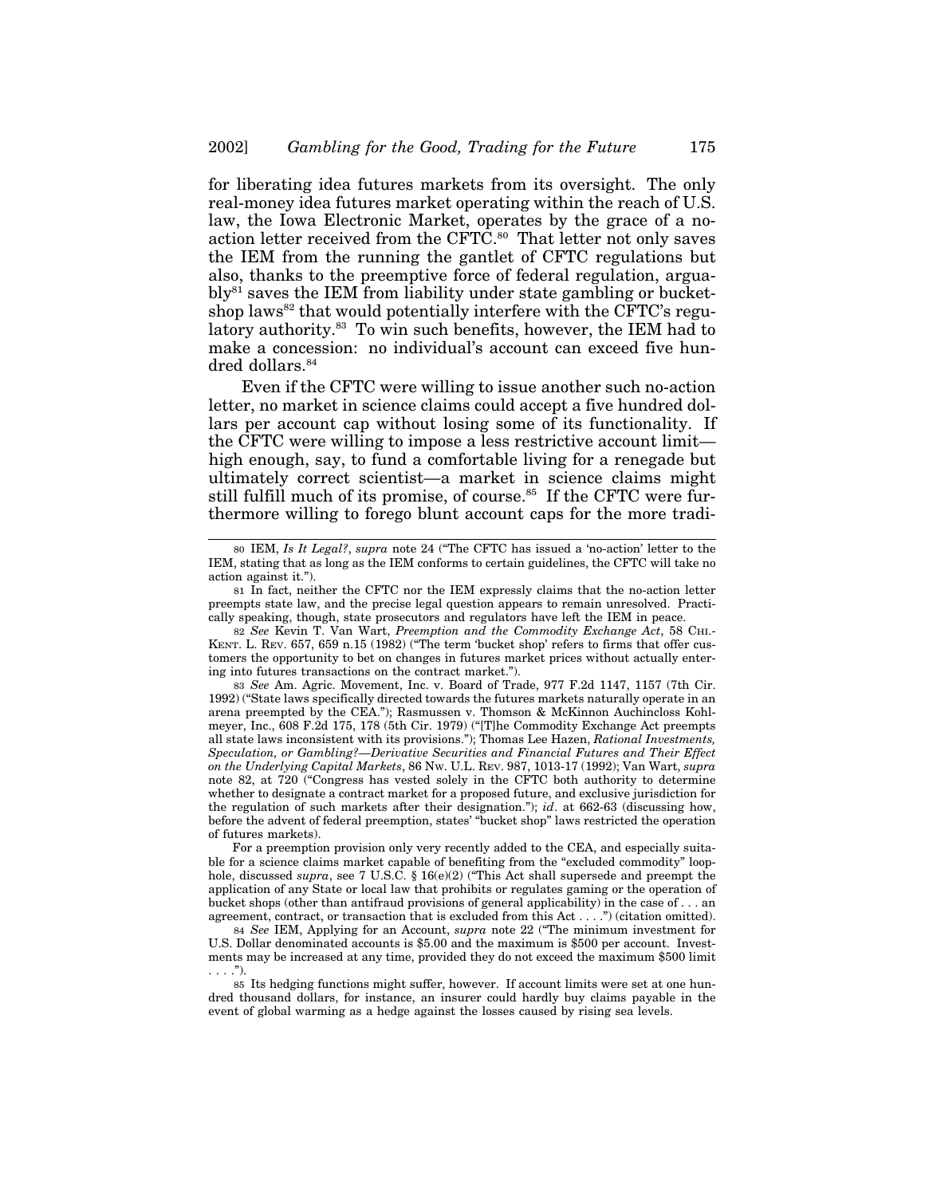for liberating idea futures markets from its oversight. The only real-money idea futures market operating within the reach of U.S. law, the Iowa Electronic Market, operates by the grace of a no-action letter received from the CFTC.[80] That letter not only saves the IEM from the running the gantlet of CFTC regulations but also, thanks to the preemptive force of federal regulation, arguably[81] saves the IEM from liability under state gambling or bucket-shop laws[82] that would potentially interfere with the CFTC's regulatory authority.[83] To win such benefits, however, the IEM had to make a concession: no individual's account can exceed five hundred dollars.[84]

Even if the CFTC were willing to issue another such no-action letter, no market in science claims could accept a five hundred dollars per account cap without losing some of its functionality. If the CFTC were willing to impose a less restrictive account limit—high enough, say, to fund a comfortable living for a renegade but ultimately correct scientist—a market in science claims might still fulfill much of its promise, of course.[85] If the CFTC were furthermore willing to forego blunt account caps for the more tradi-

---

80 IEM, *Is It Legal?*, *supra* note 24 ("The CFTC has issued a 'no-action' letter to the IEM, stating that as long as the IEM conforms to certain guidelines, the CFTC will take no action against it.").

81 In fact, neither the CFTC nor the IEM expressly claims that the no-action letter preempts state law, and the precise legal question appears to remain unresolved. Practically speaking, though, state prosecutors and regulators have left the IEM in peace.

82 *See* Kevin T. Van Wart, *Preemption and the Commodity Exchange Act*, 58 CHI.-KENT. L. REV. 657, 659 n.15 (1982) ("The term 'bucket shop' refers to firms that offer customers the opportunity to bet on changes in futures market prices without actually entering into futures transactions on the contract market.").

83 *See* Am. Agric. Movement, Inc. v. Board of Trade, 977 F.2d 1147, 1157 (7th Cir. 1992) ("State laws specifically directed towards the futures markets naturally operate in an arena preempted by the CEA."); Rasmussen v. Thomson & McKinnon Auchincloss Kohlmeyer, Inc., 608 F.2d 175, 178 (5th Cir. 1979) ("[T]he Commodity Exchange Act preempts all state laws inconsistent with its provisions."); Thomas Lee Hazen, *Rational Investments, Speculation, or Gambling?—Derivative Securities and Financial Futures and Their Effect on the Underlying Capital Markets*, 86 NW. U.L. REV. 987, 1013-17 (1992); Van Wart, *supra* note 82, at 720 ("Congress has vested solely in the CFTC both authority to determine whether to designate a contract market for a proposed future, and exclusive jurisdiction for the regulation of such markets after their designation."); *id*. at 662-63 (discussing how, before the advent of federal preemption, states' "bucket shop" laws restricted the operation of futures markets).

For a preemption provision only very recently added to the CEA, and especially suitable for a science claims market capable of benefiting from the "excluded commodity" loophole, discussed *supra*, see 7 U.S.C. § 16(e)(2) ("This Act shall supersede and preempt the application of any State or local law that prohibits or regulates gaming or the operation of bucket shops (other than antifraud provisions of general applicability) in the case of . . . an agreement, contract, or transaction that is excluded from this Act . . . .") (citation omitted).

84 *See* IEM, Applying for an Account, *supra* note 22 ("The minimum investment for U.S. Dollar denominated accounts is $5.00 and the maximum is $500 per account. Investments may be increased at any time, provided they do not exceed the maximum $500 limit . . . .").

85 Its hedging functions might suffer, however. If account limits were set at one hundred thousand dollars, for instance, an insurer could hardly buy claims payable in the event of global warming as a hedge against the losses caused by rising sea levels.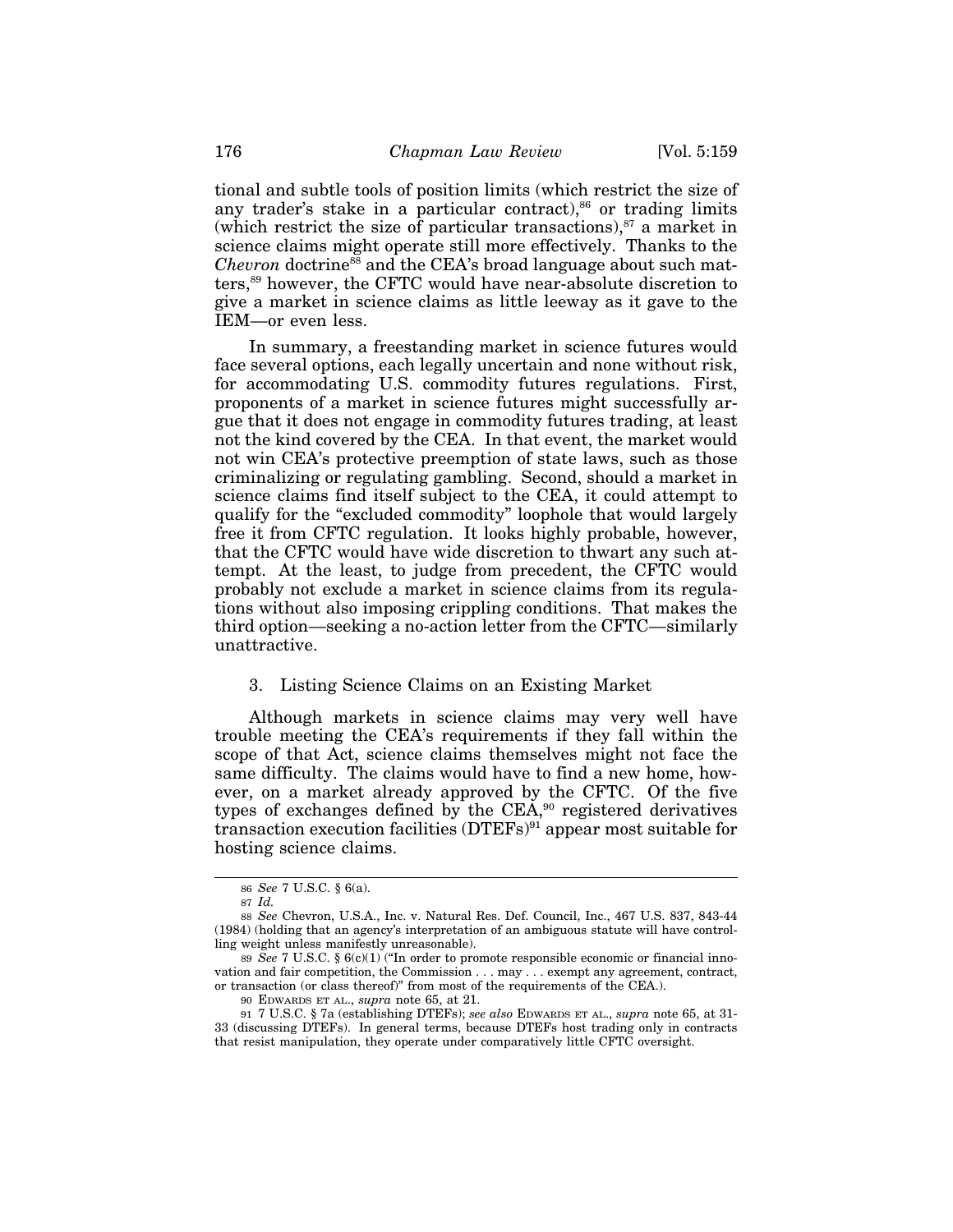tional and subtle tools of position limits (which restrict the size of any trader's stake in a particular contract),[86] or trading limits (which restrict the size of particular transactions),[87] a market in science claims might operate still more effectively. Thanks to the *Chevron* doctrine[88] and the CEA's broad language about such matters,[89] however, the CFTC would have near-absolute discretion to give a market in science claims as little leeway as it gave to the IEM—or even less.

In summary, a freestanding market in science futures would face several options, each legally uncertain and none without risk, for accommodating U.S. commodity futures regulations. First, proponents of a market in science futures might successfully argue that it does not engage in commodity futures trading, at least not the kind covered by the CEA. In that event, the market would not win CEA's protective preemption of state laws, such as those criminalizing or regulating gambling. Second, should a market in science claims find itself subject to the CEA, it could attempt to qualify for the "excluded commodity" loophole that would largely free it from CFTC regulation. It looks highly probable, however, that the CFTC would have wide discretion to thwart any such attempt. At the least, to judge from precedent, the CFTC would probably not exclude a market in science claims from its regulations without also imposing crippling conditions. That makes the third option—seeking a no-action letter from the CFTC—similarly unattractive.

### 3. Listing Science Claims on an Existing Market

Although markets in science claims may very well have trouble meeting the CEA's requirements if they fall within the scope of that Act, science claims themselves might not face the same difficulty. The claims would have to find a new home, however, on a market already approved by the CFTC. Of the five types of exchanges defined by the CEA,[90] registered derivatives transaction execution facilities (DTEFs)[91] appear most suitable for hosting science claims.

---

86 *See* 7 U.S.C. § 6(a).

87 *Id.*

88 *See* Chevron, U.S.A., Inc. v. Natural Res. Def. Council, Inc., 467 U.S. 837, 843-44 (1984) (holding that an agency's interpretation of an ambiguous statute will have controlling weight unless manifestly unreasonable).

89 *See* 7 U.S.C. § 6(c)(1) ("In order to promote responsible economic or financial innovation and fair competition, the Commission . . . may . . . exempt any agreement, contract, or transaction (or class thereof)" from most of the requirements of the CEA.).

90 EDWARDS ET AL., *supra* note 65, at 21.

91 7 U.S.C. § 7a (establishing DTEFs); *see also* EDWARDS ET AL., *supra* note 65, at 31-33 (discussing DTEFs). In general terms, because DTEFs host trading only in contracts that resist manipulation, they operate under comparatively little CFTC oversight.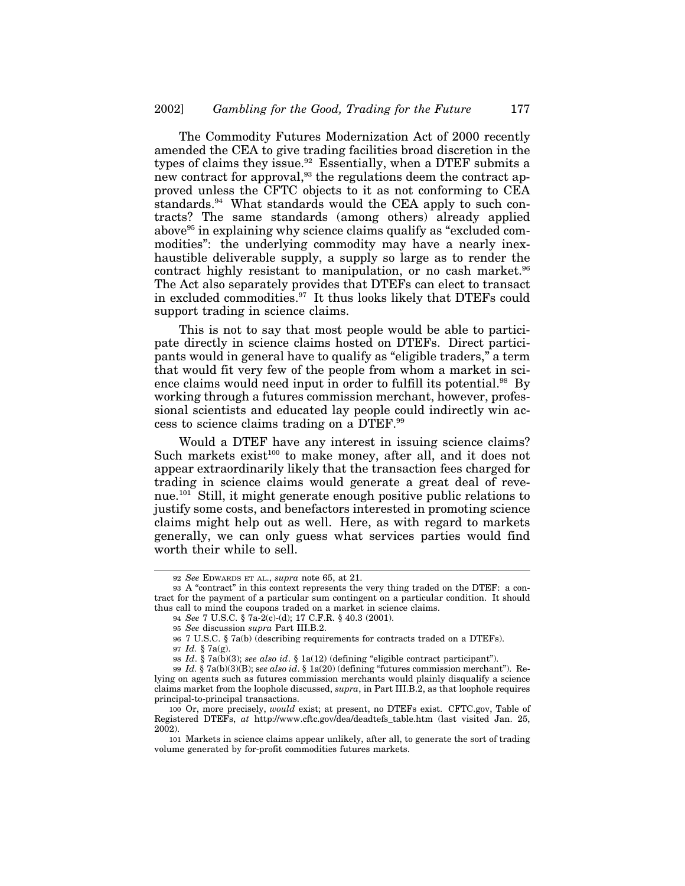The Commodity Futures Modernization Act of 2000 recently amended the CEA to give trading facilities broad discretion in the types of claims they issue.[92] Essentially, when a DTEF submits a new contract for approval,[93] the regulations deem the contract approved unless the CFTC objects to it as not conforming to CEA standards.[94] What standards would the CEA apply to such contracts? The same standards (among others) already applied above[95] in explaining why science claims qualify as "excluded commodities": the underlying commodity may have a nearly inexhaustible deliverable supply, a supply so large as to render the contract highly resistant to manipulation, or no cash market.[96] The Act also separately provides that DTEFs can elect to transact in excluded commodities.[97] It thus looks likely that DTEFs could support trading in science claims.

This is not to say that most people would be able to participate directly in science claims hosted on DTEFs. Direct participants would in general have to qualify as "eligible traders," a term that would fit very few of the people from whom a market in science claims would need input in order to fulfill its potential.[98] By working through a futures commission merchant, however, professional scientists and educated lay people could indirectly win access to science claims trading on a DTEF.[99]

Would a DTEF have any interest in issuing science claims? Such markets exist[100] to make money, after all, and it does not appear extraordinarily likely that the transaction fees charged for trading in science claims would generate a great deal of revenue.[101] Still, it might generate enough positive public relations to justify some costs, and benefactors interested in promoting science claims might help out as well. Here, as with regard to markets generally, we can only guess what services parties would find worth their while to sell.

---

92 *See* EDWARDS ET AL., *supra* note 65, at 21.

93 A "contract" in this context represents the very thing traded on the DTEF: a contract for the payment of a particular sum contingent on a particular condition. It should thus call to mind the coupons traded on a market in science claims.

94 *See* 7 U.S.C. § 7a-2(c)-(d); 17 C.F.R. § 40.3 (2001).

95 *See* discussion *supra* Part III.B.2.

96 7 U.S.C. § 7a(b) (describing requirements for contracts traded on a DTEFs).

97 *Id.* § 7a(g).

98 *Id*. § 7a(b)(3); *see also id*. § 1a(12) (defining "eligible contract participant").

99 *Id.* § 7a(b)(3)(B); *see also id*. § 1a(20) (defining "futures commission merchant"). Relying on agents such as futures commission merchants would plainly disqualify a science claims market from the loophole discussed, *supra*, in Part III.B.2, as that loophole requires principal-to-principal transactions.

100 Or, more precisely, *would* exist; at present, no DTEFs exist. CFTC.gov, Table of Registered DTEFs, *at* http://www.cftc.gov/dea/deadtefs_table.htm (last visited Jan. 25, 2002).

101 Markets in science claims appear unlikely, after all, to generate the sort of trading volume generated by for-profit commodities futures markets.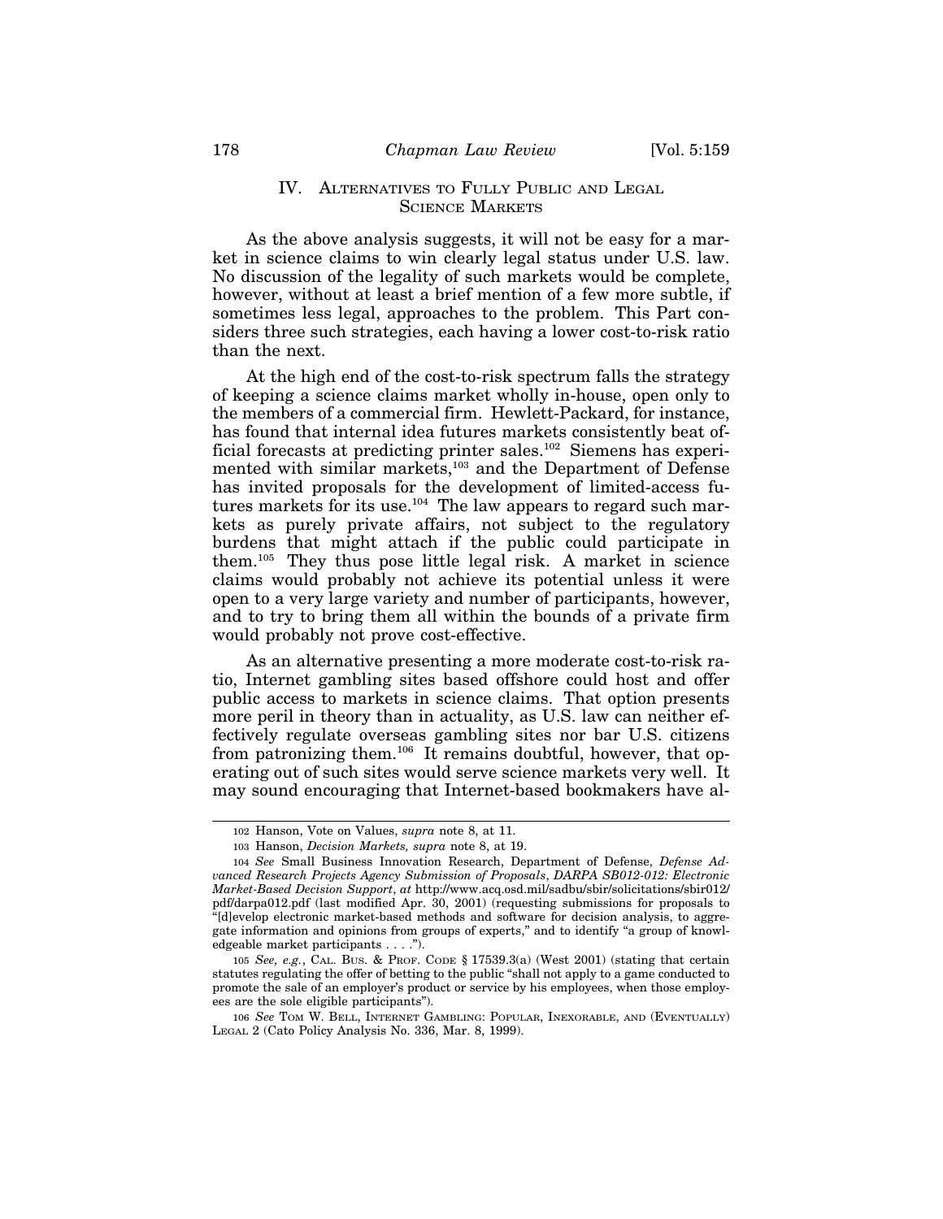## IV. Alternatives to Fully Public and Legal Science Markets

As the above analysis suggests, it will not be easy for a market in science claims to win clearly legal status under U.S. law. No discussion of the legality of such markets would be complete, however, without at least a brief mention of a few more subtle, if sometimes less legal, approaches to the problem. This Part considers three such strategies, each having a lower cost-to-risk ratio than the next.

At the high end of the cost-to-risk spectrum falls the strategy of keeping a science claims market wholly in-house, open only to the members of a commercial firm. Hewlett-Packard, for instance, has found that internal idea futures markets consistently beat official forecasts at predicting printer sales.[102] Siemens has experimented with similar markets,[103] and the Department of Defense has invited proposals for the development of limited-access futures markets for its use.[104] The law appears to regard such markets as purely private affairs, not subject to the regulatory burdens that might attach if the public could participate in them.[105] They thus pose little legal risk. A market in science claims would probably not achieve its potential unless it were open to a very large variety and number of participants, however, and to try to bring them all within the bounds of a private firm would probably not prove cost-effective.

As an alternative presenting a more moderate cost-to-risk ratio, Internet gambling sites based offshore could host and offer public access to markets in science claims. That option presents more peril in theory than in actuality, as U.S. law can neither effectively regulate overseas gambling sites nor bar U.S. citizens from patronizing them.[106] It remains doubtful, however, that operating out of such sites would serve science markets very well. It may sound encouraging that Internet-based bookmakers have al-

---

102 Hanson, Vote on Values, *supra* note 8, at 11.

103 Hanson, *Decision Markets, supra* note 8, at 19.

104 *See* Small Business Innovation Research, Department of Defense, *Defense Advanced Research Projects Agency Submission of Proposals*, *DARPA SB012-012: Electronic Market-Based Decision Support*, *at* http://www.acq.osd.mil/sadbu/sbir/solicitations/sbir012/pdf/darpa012.pdf (last modified Apr. 30, 2001) (requesting submissions for proposals to "[d]evelop electronic market-based methods and software for decision analysis, to aggregate information and opinions from groups of experts," and to identify "a group of knowledgeable market participants . . . .").

105 *See, e.g.*, Cal. Bus. & Prof. Code § 17539.3(a) (West 2001) (stating that certain statutes regulating the offer of betting to the public "shall not apply to a game conducted to promote the sale of an employer's product or service by his employees, when those employees are the sole eligible participants").

106 *See* Tom W. Bell, Internet Gambling: Popular, Inexorable, and (Eventually) Legal 2 (Cato Policy Analysis No. 336, Mar. 8, 1999).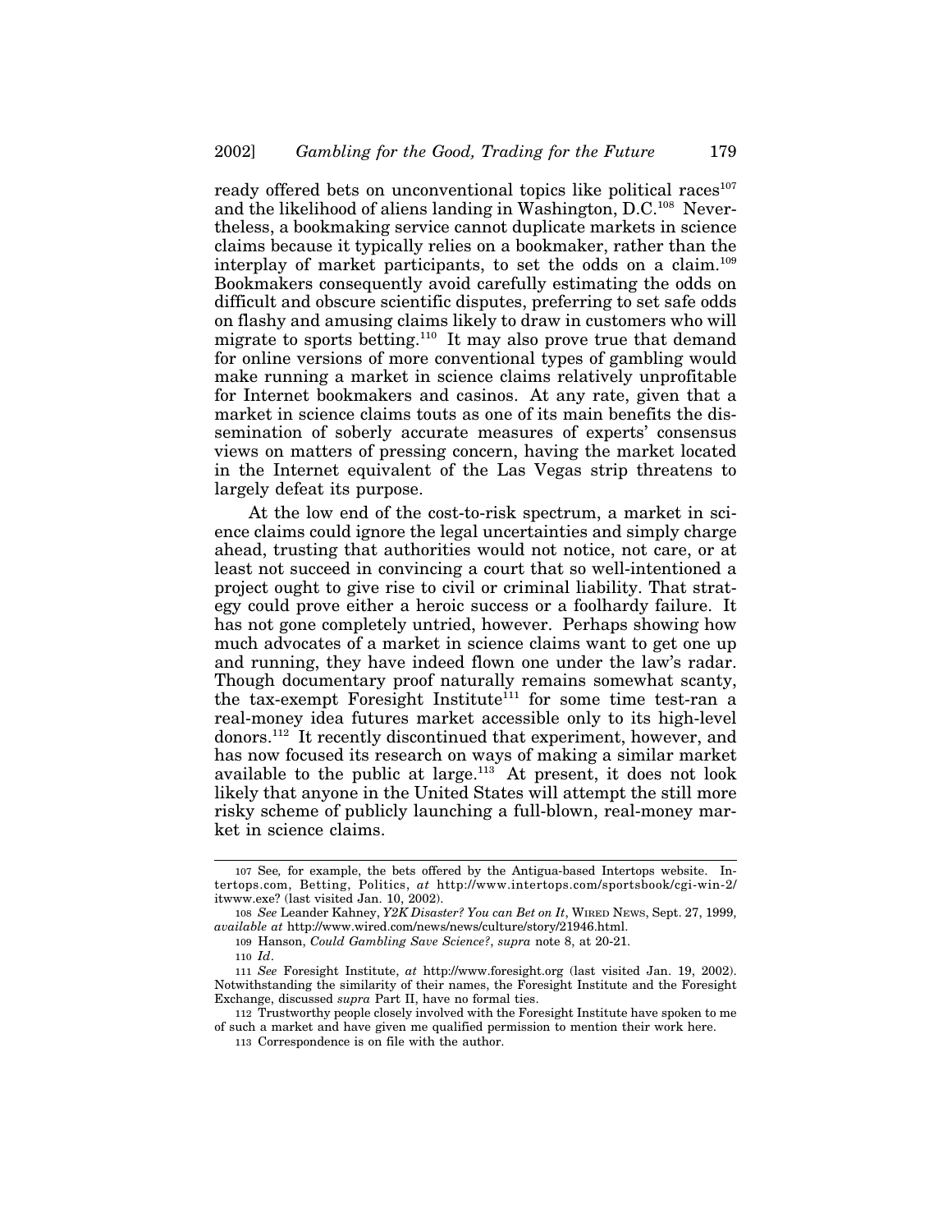ready offered bets on unconventional topics like political races[107] and the likelihood of aliens landing in Washington, D.C.[108] Nevertheless, a bookmaking service cannot duplicate markets in science claims because it typically relies on a bookmaker, rather than the interplay of market participants, to set the odds on a claim.[109] Bookmakers consequently avoid carefully estimating the odds on difficult and obscure scientific disputes, preferring to set safe odds on flashy and amusing claims likely to draw in customers who will migrate to sports betting.[110] It may also prove true that demand for online versions of more conventional types of gambling would make running a market in science claims relatively unprofitable for Internet bookmakers and casinos. At any rate, given that a market in science claims touts as one of its main benefits the dissemination of soberly accurate measures of experts' consensus views on matters of pressing concern, having the market located in the Internet equivalent of the Las Vegas strip threatens to largely defeat its purpose.

At the low end of the cost-to-risk spectrum, a market in science claims could ignore the legal uncertainties and simply charge ahead, trusting that authorities would not notice, not care, or at least not succeed in convincing a court that so well-intentioned a project ought to give rise to civil or criminal liability. That strategy could prove either a heroic success or a foolhardy failure. It has not gone completely untried, however. Perhaps showing how much advocates of a market in science claims want to get one up and running, they have indeed flown one under the law's radar. Though documentary proof naturally remains somewhat scanty, the tax-exempt Foresight Institute[111] for some time test-ran a real-money idea futures market accessible only to its high-level donors.[112] It recently discontinued that experiment, however, and has now focused its research on ways of making a similar market available to the public at large.[113] At present, it does not look likely that anyone in the United States will attempt the still more risky scheme of publicly launching a full-blown, real-money market in science claims.

---

107 See*,* for example, the bets offered by the Antigua-based Intertops website. Intertops.com, Betting, Politics, *at* http://www.intertops.com/sportsbook/cgi-win-2/itwww.exe? (last visited Jan. 10, 2002).

108 *See* Leander Kahney, *Y2K Disaster? You can Bet on It*, WIRED NEWS, Sept. 27, 1999, *available at* http://www.wired.com/news/news/culture/story/21946.html.

109 Hanson, *Could Gambling Save Science?*, *supra* note 8, at 20-21.

110 *Id*.

111 *See* Foresight Institute, *at* http://www.foresight.org (last visited Jan. 19, 2002). Notwithstanding the similarity of their names, the Foresight Institute and the Foresight Exchange, discussed *supra* Part II, have no formal ties.

112 Trustworthy people closely involved with the Foresight Institute have spoken to me of such a market and have given me qualified permission to mention their work here.

113 Correspondence is on file with the author.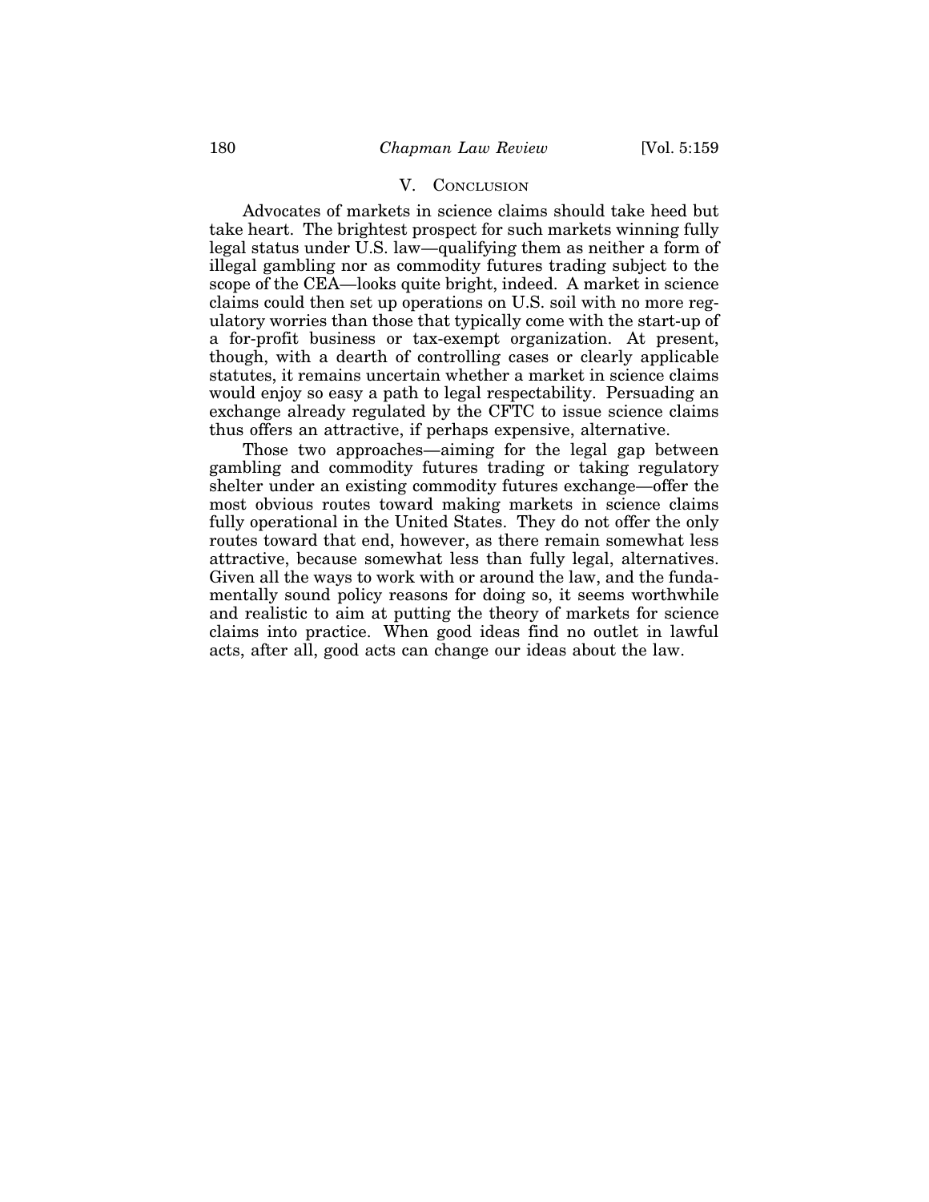## V. Conclusion

Advocates of markets in science claims should take heed but take heart. The brightest prospect for such markets winning fully legal status under U.S. law—qualifying them as neither a form of illegal gambling nor as commodity futures trading subject to the scope of the CEA—looks quite bright, indeed. A market in science claims could then set up operations on U.S. soil with no more regulatory worries than those that typically come with the start-up of a for-profit business or tax-exempt organization. At present, though, with a dearth of controlling cases or clearly applicable statutes, it remains uncertain whether a market in science claims would enjoy so easy a path to legal respectability. Persuading an exchange already regulated by the CFTC to issue science claims thus offers an attractive, if perhaps expensive, alternative.

Those two approaches—aiming for the legal gap between gambling and commodity futures trading or taking regulatory shelter under an existing commodity futures exchange—offer the most obvious routes toward making markets in science claims fully operational in the United States. They do not offer the only routes toward that end, however, as there remain somewhat less attractive, because somewhat less than fully legal, alternatives. Given all the ways to work with or around the law, and the fundamentally sound policy reasons for doing so, it seems worthwhile and realistic to aim at putting the theory of markets for science claims into practice. When good ideas find no outlet in lawful acts, after all, good acts can change our ideas about the law.